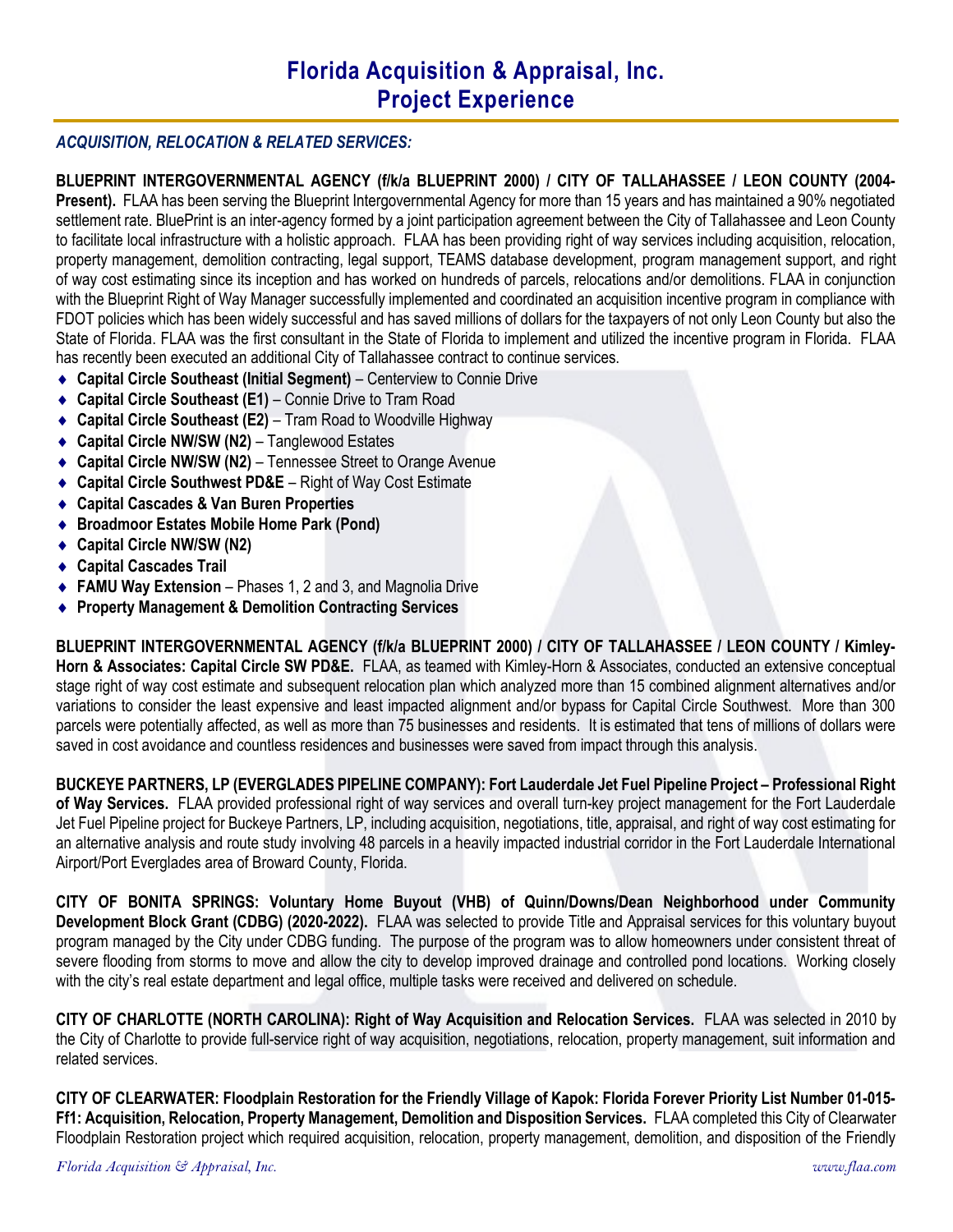# Florida Acquisition & Appraisal, Inc.
# Project Experience

### *ACQUISITION, RELOCATION & RELATED SERVICES:*

**BLUEPRINT INTERGOVERNMENTAL AGENCY (f/k/a BLUEPRINT 2000) / CITY OF TALLAHASSEE / LEON COUNTY (2004-Present).** FLAA has been serving the Blueprint Intergovernmental Agency for more than 15 years and has maintained a 90% negotiated settlement rate. BluePrint is an inter-agency formed by a joint participation agreement between the City of Tallahassee and Leon County to facilitate local infrastructure with a holistic approach. FLAA has been providing right of way services including acquisition, relocation, property management, demolition contracting, legal support, TEAMS database development, program management support, and right of way cost estimating since its inception and has worked on hundreds of parcels, relocations and/or demolitions. FLAA in conjunction with the Blueprint Right of Way Manager successfully implemented and coordinated an acquisition incentive program in compliance with FDOT policies which has been widely successful and has saved millions of dollars for the taxpayers of not only Leon County but also the State of Florida. FLAA was the first consultant in the State of Florida to implement and utilized the incentive program in Florida. FLAA has recently been executed an additional City of Tallahassee contract to continue services.

- **Capital Circle Southeast (Initial Segment)** – Centerview to Connie Drive
- **Capital Circle Southeast (E1)** – Connie Drive to Tram Road
- **Capital Circle Southeast (E2)** – Tram Road to Woodville Highway
- **Capital Circle NW/SW (N2)** – Tanglewood Estates
- **Capital Circle NW/SW (N2)** – Tennessee Street to Orange Avenue
- **Capital Circle Southwest PD&E** – Right of Way Cost Estimate
- **Capital Cascades & Van Buren Properties**
- **Broadmoor Estates Mobile Home Park (Pond)**
- **Capital Circle NW/SW (N2)**
- **Capital Cascades Trail**
- **FAMU Way Extension** – Phases 1, 2 and 3, and Magnolia Drive
- **Property Management & Demolition Contracting Services**

**BLUEPRINT INTERGOVERNMENTAL AGENCY (f/k/a BLUEPRINT 2000) / CITY OF TALLAHASSEE / LEON COUNTY / Kimley-Horn & Associates: Capital Circle SW PD&E.** FLAA, as teamed with Kimley-Horn & Associates, conducted an extensive conceptual stage right of way cost estimate and subsequent relocation plan which analyzed more than 15 combined alignment alternatives and/or variations to consider the least expensive and least impacted alignment and/or bypass for Capital Circle Southwest. More than 300 parcels were potentially affected, as well as more than 75 businesses and residents. It is estimated that tens of millions of dollars were saved in cost avoidance and countless residences and businesses were saved from impact through this analysis.

**BUCKEYE PARTNERS, LP (EVERGLADES PIPELINE COMPANY): Fort Lauderdale Jet Fuel Pipeline Project – Professional Right of Way Services.** FLAA provided professional right of way services and overall turn-key project management for the Fort Lauderdale Jet Fuel Pipeline project for Buckeye Partners, LP, including acquisition, negotiations, title, appraisal, and right of way cost estimating for an alternative analysis and route study involving 48 parcels in a heavily impacted industrial corridor in the Fort Lauderdale International Airport/Port Everglades area of Broward County, Florida.

**CITY OF BONITA SPRINGS: Voluntary Home Buyout (VHB) of Quinn/Downs/Dean Neighborhood under Community Development Block Grant (CDBG) (2020-2022).** FLAA was selected to provide Title and Appraisal services for this voluntary buyout program managed by the City under CDBG funding. The purpose of the program was to allow homeowners under consistent threat of severe flooding from storms to move and allow the city to develop improved drainage and controlled pond locations. Working closely with the city's real estate department and legal office, multiple tasks were received and delivered on schedule.

**CITY OF CHARLOTTE (NORTH CAROLINA): Right of Way Acquisition and Relocation Services.** FLAA was selected in 2010 by the City of Charlotte to provide full-service right of way acquisition, negotiations, relocation, property management, suit information and related services.

**CITY OF CLEARWATER: Floodplain Restoration for the Friendly Village of Kapok: Florida Forever Priority List Number 01-015-Ff1: Acquisition, Relocation, Property Management, Demolition and Disposition Services.** FLAA completed this City of Clearwater Floodplain Restoration project which required acquisition, relocation, property management, demolition, and disposition of the Friendly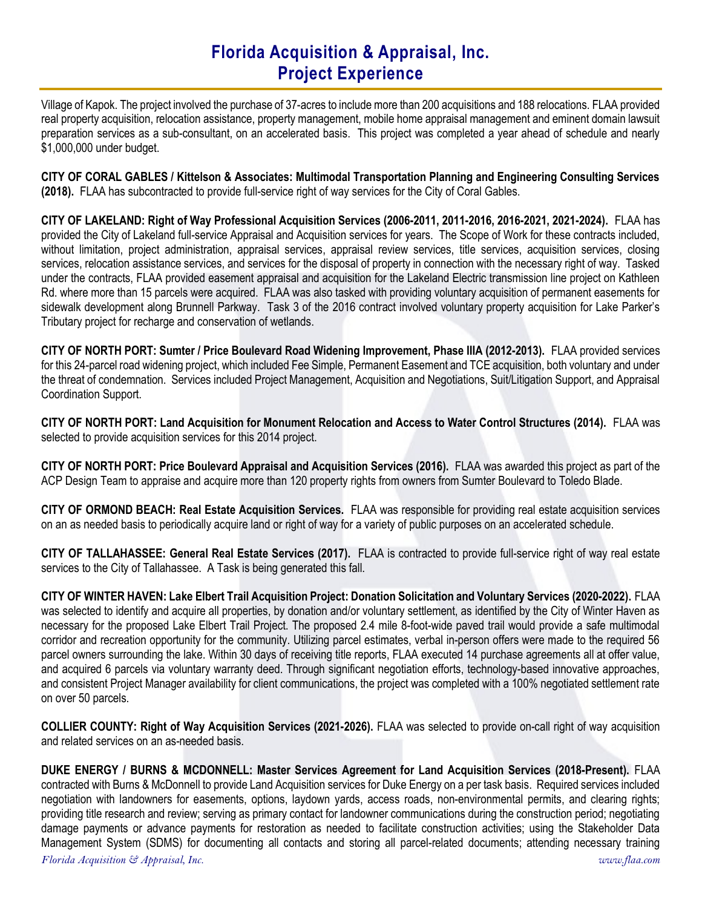Village of Kapok. The project involved the purchase of 37-acres to include more than 200 acquisitions and 188 relocations. FLAA provided real property acquisition, relocation assistance, property management, mobile home appraisal management and eminent domain lawsuit preparation services as a sub-consultant, on an accelerated basis. This project was completed a year ahead of schedule and nearly $1,000,000 under budget.

**CITY OF CORAL GABLES / Kittelson & Associates: Multimodal Transportation Planning and Engineering Consulting Services (2018).** FLAA has subcontracted to provide full-service right of way services for the City of Coral Gables.

**CITY OF LAKELAND: Right of Way Professional Acquisition Services (2006-2011, 2011-2016, 2016-2021, 2021-2024).** FLAA has provided the City of Lakeland full-service Appraisal and Acquisition services for years. The Scope of Work for these contracts included, without limitation, project administration, appraisal services, appraisal review services, title services, acquisition services, closing services, relocation assistance services, and services for the disposal of property in connection with the necessary right of way. Tasked under the contracts, FLAA provided easement appraisal and acquisition for the Lakeland Electric transmission line project on Kathleen Rd. where more than 15 parcels were acquired. FLAA was also tasked with providing voluntary acquisition of permanent easements for sidewalk development along Brunnell Parkway. Task 3 of the 2016 contract involved voluntary property acquisition for Lake Parker's Tributary project for recharge and conservation of wetlands.

**CITY OF NORTH PORT: Sumter / Price Boulevard Road Widening Improvement, Phase IIIA (2012-2013).** FLAA provided services for this 24-parcel road widening project, which included Fee Simple, Permanent Easement and TCE acquisition, both voluntary and under the threat of condemnation. Services included Project Management, Acquisition and Negotiations, Suit/Litigation Support, and Appraisal Coordination Support.

**CITY OF NORTH PORT: Land Acquisition for Monument Relocation and Access to Water Control Structures (2014).** FLAA was selected to provide acquisition services for this 2014 project.

**CITY OF NORTH PORT: Price Boulevard Appraisal and Acquisition Services (2016).** FLAA was awarded this project as part of the ACP Design Team to appraise and acquire more than 120 property rights from owners from Sumter Boulevard to Toledo Blade.

**CITY OF ORMOND BEACH: Real Estate Acquisition Services.** FLAA was responsible for providing real estate acquisition services on an as needed basis to periodically acquire land or right of way for a variety of public purposes on an accelerated schedule.

**CITY OF TALLAHASSEE: General Real Estate Services (2017).** FLAA is contracted to provide full-service right of way real estate services to the City of Tallahassee. A Task is being generated this fall.

**CITY OF WINTER HAVEN: Lake Elbert Trail Acquisition Project: Donation Solicitation and Voluntary Services (2020-2022).** FLAA was selected to identify and acquire all properties, by donation and/or voluntary settlement, as identified by the City of Winter Haven as necessary for the proposed Lake Elbert Trail Project. The proposed 2.4 mile 8-foot-wide paved trail would provide a safe multimodal corridor and recreation opportunity for the community. Utilizing parcel estimates, verbal in-person offers were made to the required 56 parcel owners surrounding the lake. Within 30 days of receiving title reports, FLAA executed 14 purchase agreements all at offer value, and acquired 6 parcels via voluntary warranty deed. Through significant negotiation efforts, technology-based innovative approaches, and consistent Project Manager availability for client communications, the project was completed with a 100% negotiated settlement rate on over 50 parcels.

**COLLIER COUNTY: Right of Way Acquisition Services (2021-2026).** FLAA was selected to provide on-call right of way acquisition and related services on an as-needed basis.

**DUKE ENERGY / BURNS & MCDONNELL: Master Services Agreement for Land Acquisition Services (2018-Present).** FLAA contracted with Burns & McDonnell to provide Land Acquisition services for Duke Energy on a per task basis. Required services included negotiation with landowners for easements, options, laydown yards, access roads, non-environmental permits, and clearing rights; providing title research and review; serving as primary contact for landowner communications during the construction period; negotiating damage payments or advance payments for restoration as needed to facilitate construction activities; using the Stakeholder Data Management System (SDMS) for documenting all contacts and storing all parcel-related documents; attending necessary training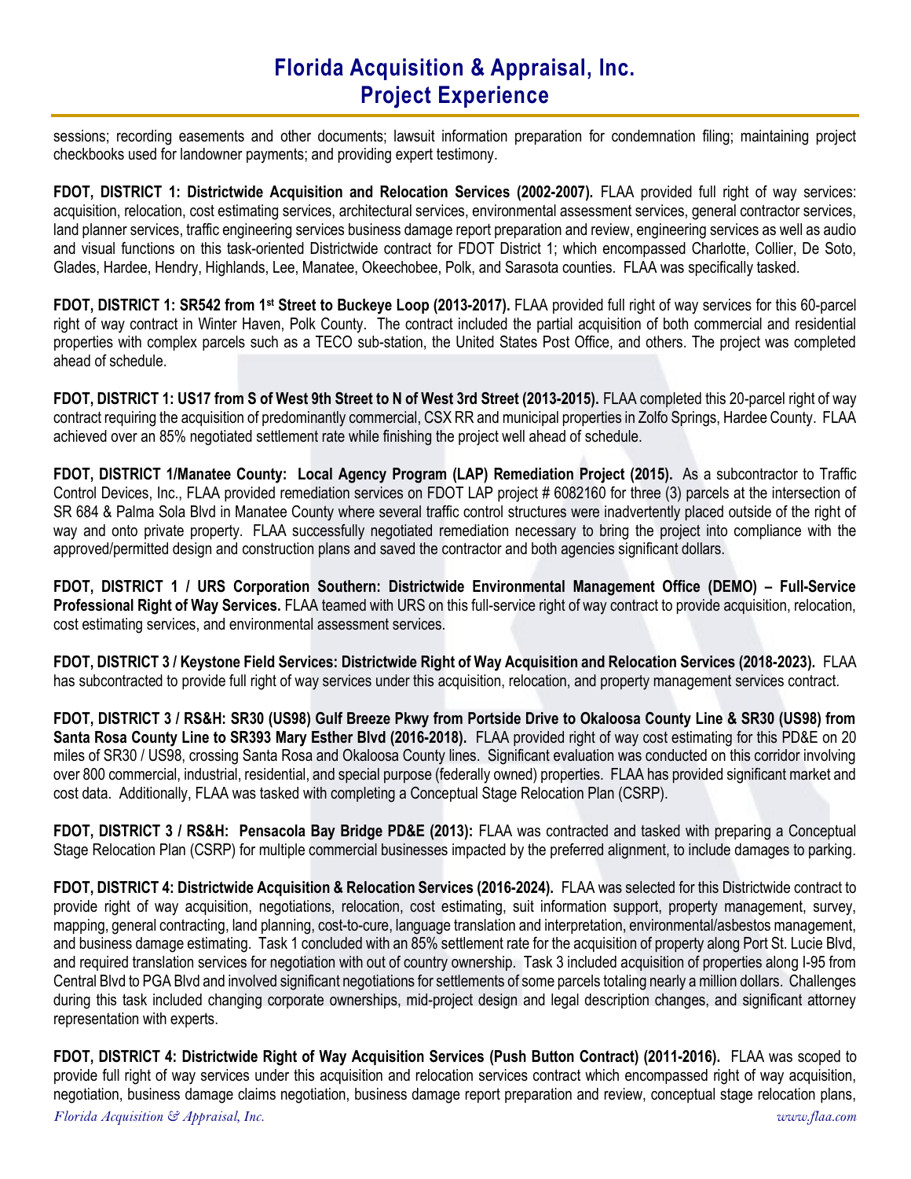sessions; recording easements and other documents; lawsuit information preparation for condemnation filing; maintaining project checkbooks used for landowner payments; and providing expert testimony.

**FDOT, DISTRICT 1: Districtwide Acquisition and Relocation Services (2002-2007).** FLAA provided full right of way services: acquisition, relocation, cost estimating services, architectural services, environmental assessment services, general contractor services, land planner services, traffic engineering services business damage report preparation and review, engineering services as well as audio and visual functions on this task-oriented Districtwide contract for FDOT District 1; which encompassed Charlotte, Collier, De Soto, Glades, Hardee, Hendry, Highlands, Lee, Manatee, Okeechobee, Polk, and Sarasota counties. FLAA was specifically tasked.

**FDOT, DISTRICT 1: SR542 from 1st Street to Buckeye Loop (2013-2017).** FLAA provided full right of way services for this 60-parcel right of way contract in Winter Haven, Polk County. The contract included the partial acquisition of both commercial and residential properties with complex parcels such as a TECO sub-station, the United States Post Office, and others. The project was completed ahead of schedule.

**FDOT, DISTRICT 1: US17 from S of West 9th Street to N of West 3rd Street (2013-2015).** FLAA completed this 20-parcel right of way contract requiring the acquisition of predominantly commercial, CSX RR and municipal properties in Zolfo Springs, Hardee County. FLAA achieved over an 85% negotiated settlement rate while finishing the project well ahead of schedule.

**FDOT, DISTRICT 1/Manatee County: Local Agency Program (LAP) Remediation Project (2015).** As a subcontractor to Traffic Control Devices, Inc., FLAA provided remediation services on FDOT LAP project # 6082160 for three (3) parcels at the intersection of SR 684 & Palma Sola Blvd in Manatee County where several traffic control structures were inadvertently placed outside of the right of way and onto private property. FLAA successfully negotiated remediation necessary to bring the project into compliance with the approved/permitted design and construction plans and saved the contractor and both agencies significant dollars.

**FDOT, DISTRICT 1 / URS Corporation Southern: Districtwide Environmental Management Office (DEMO) – Full-Service Professional Right of Way Services.** FLAA teamed with URS on this full-service right of way contract to provide acquisition, relocation, cost estimating services, and environmental assessment services.

**FDOT, DISTRICT 3 / Keystone Field Services: Districtwide Right of Way Acquisition and Relocation Services (2018-2023).** FLAA has subcontracted to provide full right of way services under this acquisition, relocation, and property management services contract.

**FDOT, DISTRICT 3 / RS&H: SR30 (US98) Gulf Breeze Pkwy from Portside Drive to Okaloosa County Line & SR30 (US98) from Santa Rosa County Line to SR393 Mary Esther Blvd (2016-2018).** FLAA provided right of way cost estimating for this PD&E on 20 miles of SR30 / US98, crossing Santa Rosa and Okaloosa County lines. Significant evaluation was conducted on this corridor involving over 800 commercial, industrial, residential, and special purpose (federally owned) properties. FLAA has provided significant market and cost data. Additionally, FLAA was tasked with completing a Conceptual Stage Relocation Plan (CSRP).

**FDOT, DISTRICT 3 / RS&H: Pensacola Bay Bridge PD&E (2013):** FLAA was contracted and tasked with preparing a Conceptual Stage Relocation Plan (CSRP) for multiple commercial businesses impacted by the preferred alignment, to include damages to parking.

**FDOT, DISTRICT 4: Districtwide Acquisition & Relocation Services (2016-2024).** FLAA was selected for this Districtwide contract to provide right of way acquisition, negotiations, relocation, cost estimating, suit information support, property management, survey, mapping, general contracting, land planning, cost-to-cure, language translation and interpretation, environmental/asbestos management, and business damage estimating. Task 1 concluded with an 85% settlement rate for the acquisition of property along Port St. Lucie Blvd, and required translation services for negotiation with out of country ownership. Task 3 included acquisition of properties along I-95 from Central Blvd to PGA Blvd and involved significant negotiations for settlements of some parcels totaling nearly a million dollars. Challenges during this task included changing corporate ownerships, mid-project design and legal description changes, and significant attorney representation with experts.

**FDOT, DISTRICT 4: Districtwide Right of Way Acquisition Services (Push Button Contract) (2011-2016).** FLAA was scoped to provide full right of way services under this acquisition and relocation services contract which encompassed right of way acquisition, negotiation, business damage claims negotiation, business damage report preparation and review, conceptual stage relocation plans,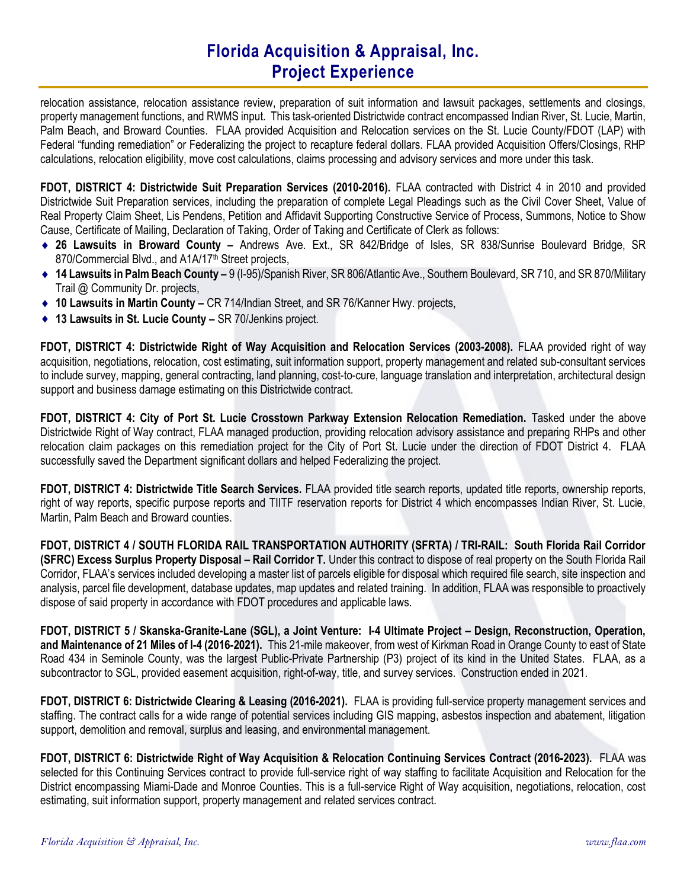relocation assistance, relocation assistance review, preparation of suit information and lawsuit packages, settlements and closings, property management functions, and RWMS input. This task-oriented Districtwide contract encompassed Indian River, St. Lucie, Martin, Palm Beach, and Broward Counties. FLAA provided Acquisition and Relocation services on the St. Lucie County/FDOT (LAP) with Federal "funding remediation" or Federalizing the project to recapture federal dollars. FLAA provided Acquisition Offers/Closings, RHP calculations, relocation eligibility, move cost calculations, claims processing and advisory services and more under this task.

**FDOT, DISTRICT 4: Districtwide Suit Preparation Services (2010-2016).** FLAA contracted with District 4 in 2010 and provided Districtwide Suit Preparation services, including the preparation of complete Legal Pleadings such as the Civil Cover Sheet, Value of Real Property Claim Sheet, Lis Pendens, Petition and Affidavit Supporting Constructive Service of Process, Summons, Notice to Show Cause, Certificate of Mailing, Declaration of Taking, Order of Taking and Certificate of Clerk as follows:

- **26 Lawsuits in Broward County –** Andrews Ave. Ext., SR 842/Bridge of Isles, SR 838/Sunrise Boulevard Bridge, SR 870/Commercial Blvd., and A1A/17th Street projects,
- **14 Lawsuits in Palm Beach County –** 9 (I-95)/Spanish River, SR 806/Atlantic Ave., Southern Boulevard, SR 710, and SR 870/Military Trail @ Community Dr. projects,
- **10 Lawsuits in Martin County –** CR 714/Indian Street, and SR 76/Kanner Hwy. projects,
- **13 Lawsuits in St. Lucie County –** SR 70/Jenkins project.

**FDOT, DISTRICT 4: Districtwide Right of Way Acquisition and Relocation Services (2003-2008).** FLAA provided right of way acquisition, negotiations, relocation, cost estimating, suit information support, property management and related sub-consultant services to include survey, mapping, general contracting, land planning, cost-to-cure, language translation and interpretation, architectural design support and business damage estimating on this Districtwide contract.

**FDOT, DISTRICT 4: City of Port St. Lucie Crosstown Parkway Extension Relocation Remediation.** Tasked under the above Districtwide Right of Way contract, FLAA managed production, providing relocation advisory assistance and preparing RHPs and other relocation claim packages on this remediation project for the City of Port St. Lucie under the direction of FDOT District 4. FLAA successfully saved the Department significant dollars and helped Federalizing the project.

**FDOT, DISTRICT 4: Districtwide Title Search Services.** FLAA provided title search reports, updated title reports, ownership reports, right of way reports, specific purpose reports and TIITF reservation reports for District 4 which encompasses Indian River, St. Lucie, Martin, Palm Beach and Broward counties.

**FDOT, DISTRICT 4 / SOUTH FLORIDA RAIL TRANSPORTATION AUTHORITY (SFRTA) / TRI-RAIL: South Florida Rail Corridor (SFRC) Excess Surplus Property Disposal – Rail Corridor T.** Under this contract to dispose of real property on the South Florida Rail Corridor, FLAA's services included developing a master list of parcels eligible for disposal which required file search, site inspection and analysis, parcel file development, database updates, map updates and related training. In addition, FLAA was responsible to proactively dispose of said property in accordance with FDOT procedures and applicable laws.

**FDOT, DISTRICT 5 / Skanska-Granite-Lane (SGL), a Joint Venture: I-4 Ultimate Project – Design, Reconstruction, Operation, and Maintenance of 21 Miles of I-4 (2016-2021).** This 21-mile makeover, from west of Kirkman Road in Orange County to east of State Road 434 in Seminole County, was the largest Public-Private Partnership (P3) project of its kind in the United States. FLAA, as a subcontractor to SGL, provided easement acquisition, right-of-way, title, and survey services. Construction ended in 2021.

**FDOT, DISTRICT 6: Districtwide Clearing & Leasing (2016-2021).** FLAA is providing full-service property management services and staffing. The contract calls for a wide range of potential services including GIS mapping, asbestos inspection and abatement, litigation support, demolition and removal, surplus and leasing, and environmental management.

**FDOT, DISTRICT 6: Districtwide Right of Way Acquisition & Relocation Continuing Services Contract (2016-2023).** FLAA was selected for this Continuing Services contract to provide full-service right of way staffing to facilitate Acquisition and Relocation for the District encompassing Miami-Dade and Monroe Counties. This is a full-service Right of Way acquisition, negotiations, relocation, cost estimating, suit information support, property management and related services contract.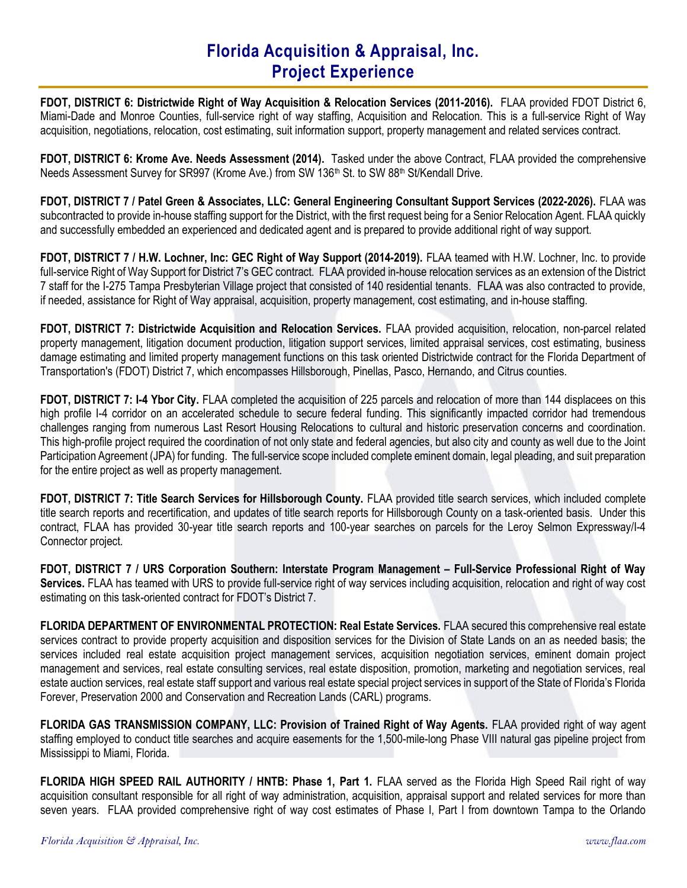# Florida Acquisition & Appraisal, Inc.
## Project Experience

**FDOT, DISTRICT 6: Districtwide Right of Way Acquisition & Relocation Services (2011-2016).** FLAA provided FDOT District 6, Miami-Dade and Monroe Counties, full-service right of way staffing, Acquisition and Relocation. This is a full-service Right of Way acquisition, negotiations, relocation, cost estimating, suit information support, property management and related services contract.

**FDOT, DISTRICT 6: Krome Ave. Needs Assessment (2014).** Tasked under the above Contract, FLAA provided the comprehensive Needs Assessment Survey for SR997 (Krome Ave.) from SW 136th St. to SW 88th St/Kendall Drive.

**FDOT, DISTRICT 7 / Patel Green & Associates, LLC: General Engineering Consultant Support Services (2022-2026).** FLAA was subcontracted to provide in-house staffing support for the District, with the first request being for a Senior Relocation Agent. FLAA quickly and successfully embedded an experienced and dedicated agent and is prepared to provide additional right of way support.

**FDOT, DISTRICT 7 / H.W. Lochner, Inc: GEC Right of Way Support (2014-2019).** FLAA teamed with H.W. Lochner, Inc. to provide full-service Right of Way Support for District 7's GEC contract. FLAA provided in-house relocation services as an extension of the District 7 staff for the I-275 Tampa Presbyterian Village project that consisted of 140 residential tenants. FLAA was also contracted to provide, if needed, assistance for Right of Way appraisal, acquisition, property management, cost estimating, and in-house staffing.

**FDOT, DISTRICT 7: Districtwide Acquisition and Relocation Services.** FLAA provided acquisition, relocation, non-parcel related property management, litigation document production, litigation support services, limited appraisal services, cost estimating, business damage estimating and limited property management functions on this task oriented Districtwide contract for the Florida Department of Transportation's (FDOT) District 7, which encompasses Hillsborough, Pinellas, Pasco, Hernando, and Citrus counties.

**FDOT, DISTRICT 7: I-4 Ybor City.** FLAA completed the acquisition of 225 parcels and relocation of more than 144 displacees on this high profile I-4 corridor on an accelerated schedule to secure federal funding. This significantly impacted corridor had tremendous challenges ranging from numerous Last Resort Housing Relocations to cultural and historic preservation concerns and coordination. This high-profile project required the coordination of not only state and federal agencies, but also city and county as well due to the Joint Participation Agreement (JPA) for funding. The full-service scope included complete eminent domain, legal pleading, and suit preparation for the entire project as well as property management.

**FDOT, DISTRICT 7: Title Search Services for Hillsborough County.** FLAA provided title search services, which included complete title search reports and recertification, and updates of title search reports for Hillsborough County on a task-oriented basis. Under this contract, FLAA has provided 30-year title search reports and 100-year searches on parcels for the Leroy Selmon Expressway/I-4 Connector project.

**FDOT, DISTRICT 7 / URS Corporation Southern: Interstate Program Management – Full-Service Professional Right of Way Services.** FLAA has teamed with URS to provide full-service right of way services including acquisition, relocation and right of way cost estimating on this task-oriented contract for FDOT's District 7.

**FLORIDA DEPARTMENT OF ENVIRONMENTAL PROTECTION: Real Estate Services.** FLAA secured this comprehensive real estate services contract to provide property acquisition and disposition services for the Division of State Lands on an as needed basis; the services included real estate acquisition project management services, acquisition negotiation services, eminent domain project management and services, real estate consulting services, real estate disposition, promotion, marketing and negotiation services, real estate auction services, real estate staff support and various real estate special project services in support of the State of Florida's Florida Forever, Preservation 2000 and Conservation and Recreation Lands (CARL) programs.

**FLORIDA GAS TRANSMISSION COMPANY, LLC: Provision of Trained Right of Way Agents.** FLAA provided right of way agent staffing employed to conduct title searches and acquire easements for the 1,500-mile-long Phase VIII natural gas pipeline project from Mississippi to Miami, Florida.

**FLORIDA HIGH SPEED RAIL AUTHORITY / HNTB: Phase 1, Part 1.** FLAA served as the Florida High Speed Rail right of way acquisition consultant responsible for all right of way administration, acquisition, appraisal support and related services for more than seven years. FLAA provided comprehensive right of way cost estimates of Phase I, Part I from downtown Tampa to the Orlando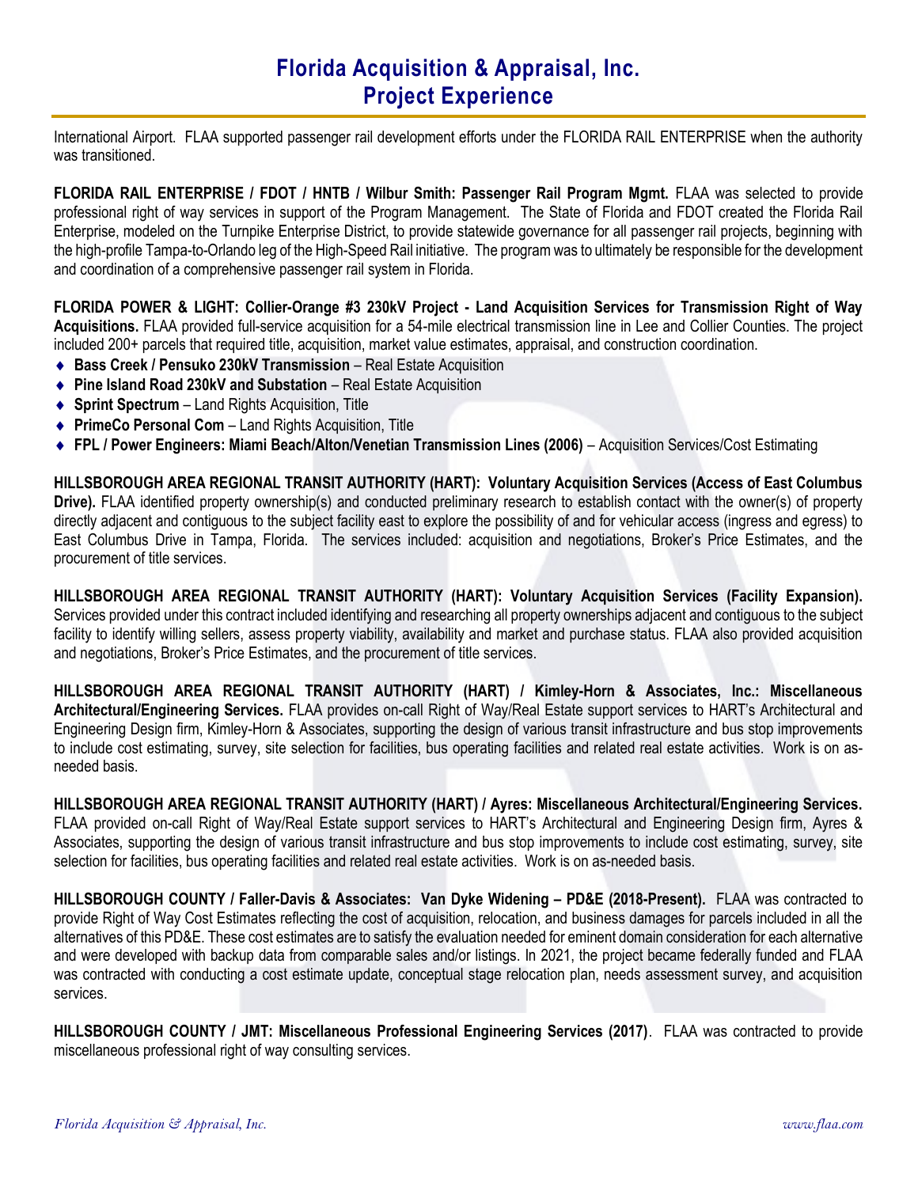International Airport. FLAA supported passenger rail development efforts under the FLORIDA RAIL ENTERPRISE when the authority was transitioned.

**FLORIDA RAIL ENTERPRISE / FDOT / HNTB / Wilbur Smith: Passenger Rail Program Mgmt.** FLAA was selected to provide professional right of way services in support of the Program Management. The State of Florida and FDOT created the Florida Rail Enterprise, modeled on the Turnpike Enterprise District, to provide statewide governance for all passenger rail projects, beginning with the high-profile Tampa-to-Orlando leg of the High-Speed Rail initiative. The program was to ultimately be responsible for the development and coordination of a comprehensive passenger rail system in Florida.

**FLORIDA POWER & LIGHT: Collier-Orange #3 230kV Project - Land Acquisition Services for Transmission Right of Way Acquisitions.** FLAA provided full-service acquisition for a 54-mile electrical transmission line in Lee and Collier Counties. The project included 200+ parcels that required title, acquisition, market value estimates, appraisal, and construction coordination.

- **Bass Creek / Pensuko 230kV Transmission** – Real Estate Acquisition
- **Pine Island Road 230kV and Substation** – Real Estate Acquisition
- **Sprint Spectrum** – Land Rights Acquisition, Title
- **PrimeCo Personal Com** – Land Rights Acquisition, Title
- **FPL / Power Engineers: Miami Beach/Alton/Venetian Transmission Lines (2006)** – Acquisition Services/Cost Estimating

**HILLSBOROUGH AREA REGIONAL TRANSIT AUTHORITY (HART): Voluntary Acquisition Services (Access of East Columbus Drive).** FLAA identified property ownership(s) and conducted preliminary research to establish contact with the owner(s) of property directly adjacent and contiguous to the subject facility east to explore the possibility of and for vehicular access (ingress and egress) to East Columbus Drive in Tampa, Florida. The services included: acquisition and negotiations, Broker's Price Estimates, and the procurement of title services.

**HILLSBOROUGH AREA REGIONAL TRANSIT AUTHORITY (HART): Voluntary Acquisition Services (Facility Expansion).** Services provided under this contract included identifying and researching all property ownerships adjacent and contiguous to the subject facility to identify willing sellers, assess property viability, availability and market and purchase status. FLAA also provided acquisition and negotiations, Broker's Price Estimates, and the procurement of title services.

**HILLSBOROUGH AREA REGIONAL TRANSIT AUTHORITY (HART) / Kimley-Horn & Associates, Inc.: Miscellaneous Architectural/Engineering Services.** FLAA provides on-call Right of Way/Real Estate support services to HART's Architectural and Engineering Design firm, Kimley-Horn & Associates, supporting the design of various transit infrastructure and bus stop improvements to include cost estimating, survey, site selection for facilities, bus operating facilities and related real estate activities. Work is on as-needed basis.

**HILLSBOROUGH AREA REGIONAL TRANSIT AUTHORITY (HART) / Ayres: Miscellaneous Architectural/Engineering Services.** FLAA provided on-call Right of Way/Real Estate support services to HART's Architectural and Engineering Design firm, Ayres & Associates, supporting the design of various transit infrastructure and bus stop improvements to include cost estimating, survey, site selection for facilities, bus operating facilities and related real estate activities. Work is on as-needed basis.

**HILLSBOROUGH COUNTY / Faller-Davis & Associates: Van Dyke Widening – PD&E (2018-Present).** FLAA was contracted to provide Right of Way Cost Estimates reflecting the cost of acquisition, relocation, and business damages for parcels included in all the alternatives of this PD&E. These cost estimates are to satisfy the evaluation needed for eminent domain consideration for each alternative and were developed with backup data from comparable sales and/or listings. In 2021, the project became federally funded and FLAA was contracted with conducting a cost estimate update, conceptual stage relocation plan, needs assessment survey, and acquisition services.

**HILLSBOROUGH COUNTY / JMT: Miscellaneous Professional Engineering Services (2017)**. FLAA was contracted to provide miscellaneous professional right of way consulting services.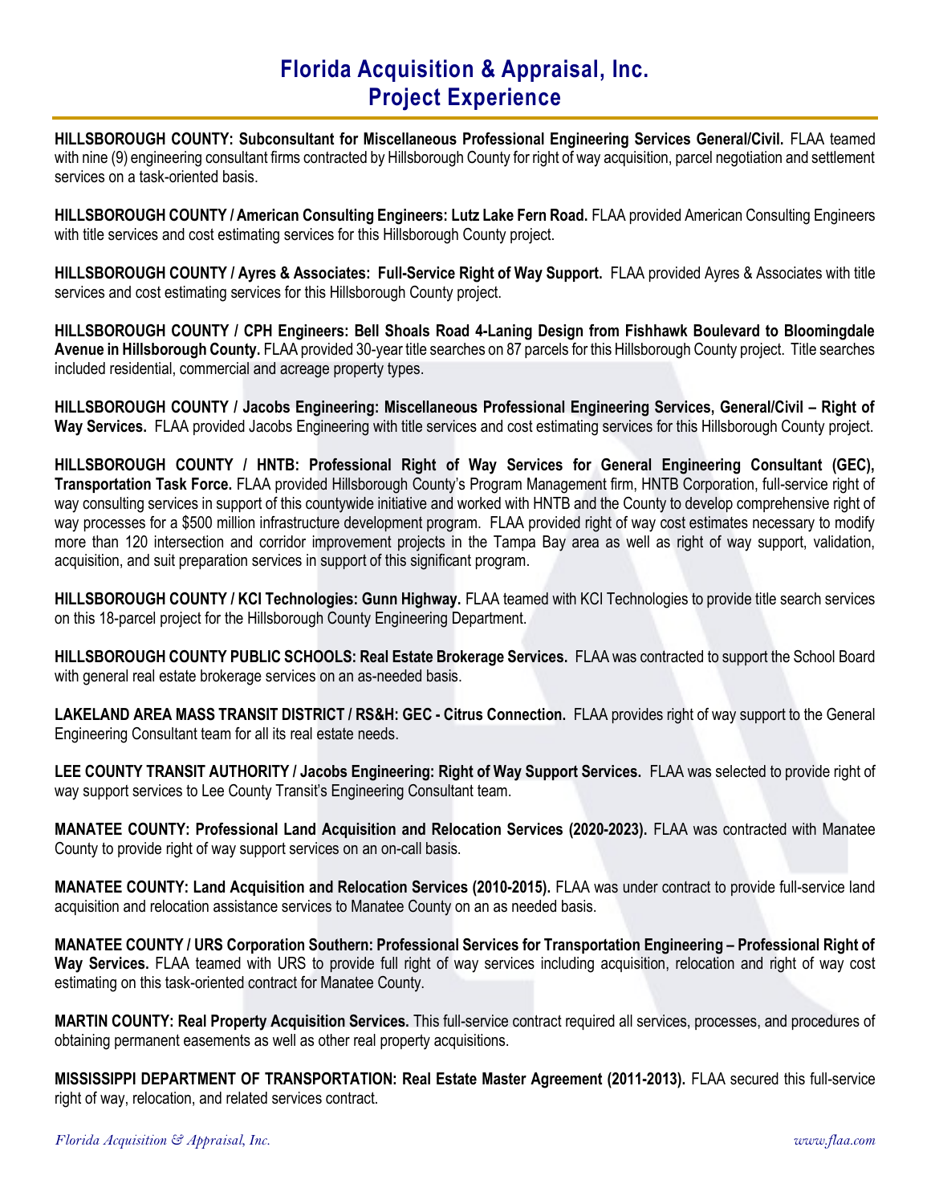# Florida Acquisition & Appraisal, Inc.
# Project Experience

**HILLSBOROUGH COUNTY: Subconsultant for Miscellaneous Professional Engineering Services General/Civil.** FLAA teamed with nine (9) engineering consultant firms contracted by Hillsborough County for right of way acquisition, parcel negotiation and settlement services on a task-oriented basis.

**HILLSBOROUGH COUNTY / American Consulting Engineers: Lutz Lake Fern Road.** FLAA provided American Consulting Engineers with title services and cost estimating services for this Hillsborough County project.

**HILLSBOROUGH COUNTY / Ayres & Associates: Full-Service Right of Way Support.** FLAA provided Ayres & Associates with title services and cost estimating services for this Hillsborough County project.

**HILLSBOROUGH COUNTY / CPH Engineers: Bell Shoals Road 4-Laning Design from Fishhawk Boulevard to Bloomingdale Avenue in Hillsborough County.** FLAA provided 30-year title searches on 87 parcels for this Hillsborough County project. Title searches included residential, commercial and acreage property types.

**HILLSBOROUGH COUNTY / Jacobs Engineering: Miscellaneous Professional Engineering Services, General/Civil – Right of Way Services.** FLAA provided Jacobs Engineering with title services and cost estimating services for this Hillsborough County project.

**HILLSBOROUGH COUNTY / HNTB: Professional Right of Way Services for General Engineering Consultant (GEC), Transportation Task Force.** FLAA provided Hillsborough County's Program Management firm, HNTB Corporation, full-service right of way consulting services in support of this countywide initiative and worked with HNTB and the County to develop comprehensive right of way processes for a $500 million infrastructure development program. FLAA provided right of way cost estimates necessary to modify more than 120 intersection and corridor improvement projects in the Tampa Bay area as well as right of way support, validation, acquisition, and suit preparation services in support of this significant program.

**HILLSBOROUGH COUNTY / KCI Technologies: Gunn Highway.** FLAA teamed with KCI Technologies to provide title search services on this 18-parcel project for the Hillsborough County Engineering Department.

**HILLSBOROUGH COUNTY PUBLIC SCHOOLS: Real Estate Brokerage Services.** FLAA was contracted to support the School Board with general real estate brokerage services on an as-needed basis.

**LAKELAND AREA MASS TRANSIT DISTRICT / RS&H: GEC - Citrus Connection.** FLAA provides right of way support to the General Engineering Consultant team for all its real estate needs.

**LEE COUNTY TRANSIT AUTHORITY / Jacobs Engineering: Right of Way Support Services.** FLAA was selected to provide right of way support services to Lee County Transit's Engineering Consultant team.

**MANATEE COUNTY: Professional Land Acquisition and Relocation Services (2020-2023).** FLAA was contracted with Manatee County to provide right of way support services on an on-call basis.

**MANATEE COUNTY: Land Acquisition and Relocation Services (2010-2015).** FLAA was under contract to provide full-service land acquisition and relocation assistance services to Manatee County on an as needed basis.

**MANATEE COUNTY / URS Corporation Southern: Professional Services for Transportation Engineering – Professional Right of Way Services.** FLAA teamed with URS to provide full right of way services including acquisition, relocation and right of way cost estimating on this task-oriented contract for Manatee County.

**MARTIN COUNTY: Real Property Acquisition Services.** This full-service contract required all services, processes, and procedures of obtaining permanent easements as well as other real property acquisitions.

**MISSISSIPPI DEPARTMENT OF TRANSPORTATION: Real Estate Master Agreement (2011-2013).** FLAA secured this full-service right of way, relocation, and related services contract.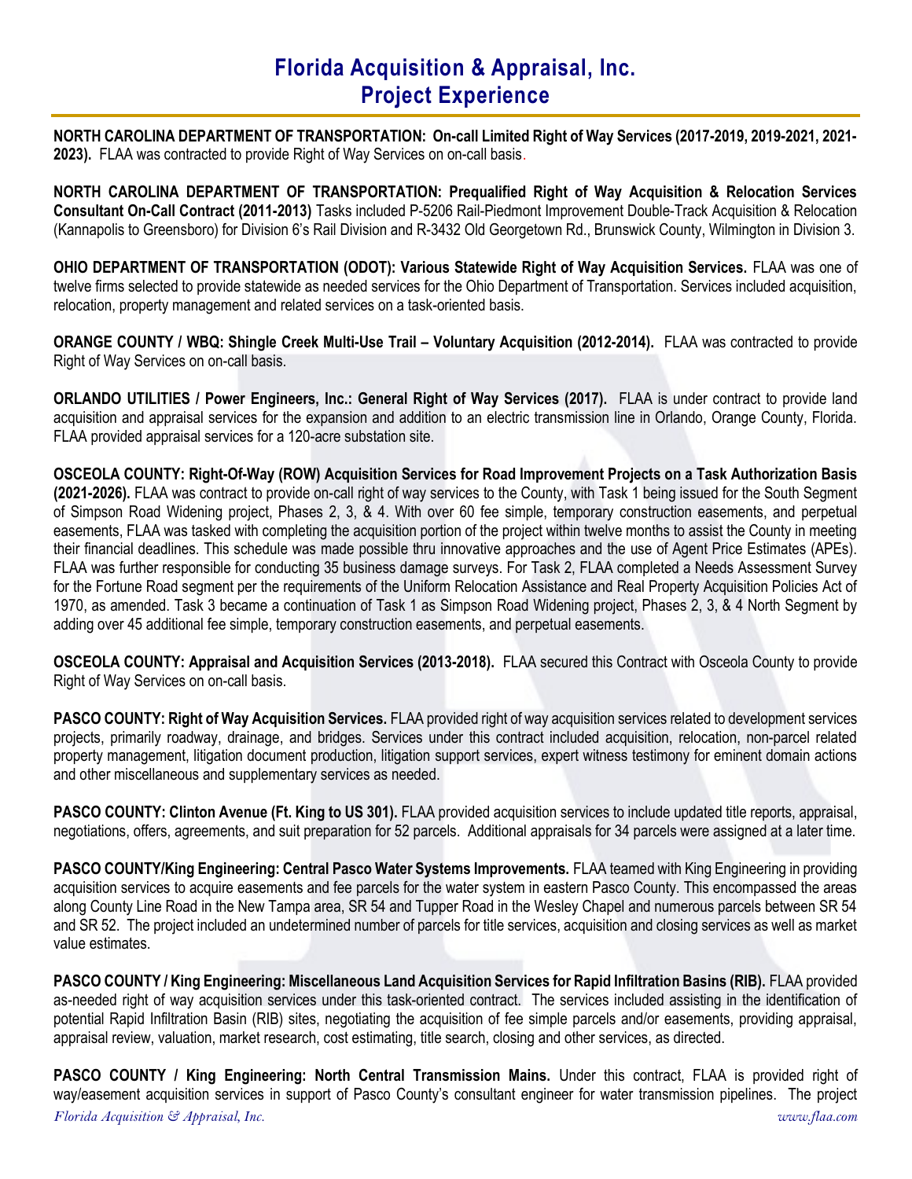# Florida Acquisition & Appraisal, Inc.
## Project Experience

**NORTH CAROLINA DEPARTMENT OF TRANSPORTATION: On-call Limited Right of Way Services (2017-2019, 2019-2021, 2021-2023).** FLAA was contracted to provide Right of Way Services on on-call basis.

**NORTH CAROLINA DEPARTMENT OF TRANSPORTATION: Prequalified Right of Way Acquisition & Relocation Services Consultant On-Call Contract (2011-2013)** Tasks included P-5206 Rail-Piedmont Improvement Double-Track Acquisition & Relocation (Kannapolis to Greensboro) for Division 6's Rail Division and R-3432 Old Georgetown Rd., Brunswick County, Wilmington in Division 3.

**OHIO DEPARTMENT OF TRANSPORTATION (ODOT): Various Statewide Right of Way Acquisition Services.** FLAA was one of twelve firms selected to provide statewide as needed services for the Ohio Department of Transportation. Services included acquisition, relocation, property management and related services on a task-oriented basis.

**ORANGE COUNTY / WBQ: Shingle Creek Multi-Use Trail – Voluntary Acquisition (2012-2014).** FLAA was contracted to provide Right of Way Services on on-call basis.

**ORLANDO UTILITIES / Power Engineers, Inc.: General Right of Way Services (2017).** FLAA is under contract to provide land acquisition and appraisal services for the expansion and addition to an electric transmission line in Orlando, Orange County, Florida. FLAA provided appraisal services for a 120-acre substation site.

**OSCEOLA COUNTY: Right-Of-Way (ROW) Acquisition Services for Road Improvement Projects on a Task Authorization Basis (2021-2026).** FLAA was contract to provide on-call right of way services to the County, with Task 1 being issued for the South Segment of Simpson Road Widening project, Phases 2, 3, & 4. With over 60 fee simple, temporary construction easements, and perpetual easements, FLAA was tasked with completing the acquisition portion of the project within twelve months to assist the County in meeting their financial deadlines. This schedule was made possible thru innovative approaches and the use of Agent Price Estimates (APEs). FLAA was further responsible for conducting 35 business damage surveys. For Task 2, FLAA completed a Needs Assessment Survey for the Fortune Road segment per the requirements of the Uniform Relocation Assistance and Real Property Acquisition Policies Act of 1970, as amended. Task 3 became a continuation of Task 1 as Simpson Road Widening project, Phases 2, 3, & 4 North Segment by adding over 45 additional fee simple, temporary construction easements, and perpetual easements.

**OSCEOLA COUNTY: Appraisal and Acquisition Services (2013-2018).** FLAA secured this Contract with Osceola County to provide Right of Way Services on on-call basis.

**PASCO COUNTY: Right of Way Acquisition Services.** FLAA provided right of way acquisition services related to development services projects, primarily roadway, drainage, and bridges. Services under this contract included acquisition, relocation, non-parcel related property management, litigation document production, litigation support services, expert witness testimony for eminent domain actions and other miscellaneous and supplementary services as needed.

**PASCO COUNTY: Clinton Avenue (Ft. King to US 301).** FLAA provided acquisition services to include updated title reports, appraisal, negotiations, offers, agreements, and suit preparation for 52 parcels. Additional appraisals for 34 parcels were assigned at a later time.

**PASCO COUNTY/King Engineering: Central Pasco Water Systems Improvements.** FLAA teamed with King Engineering in providing acquisition services to acquire easements and fee parcels for the water system in eastern Pasco County. This encompassed the areas along County Line Road in the New Tampa area, SR 54 and Tupper Road in the Wesley Chapel and numerous parcels between SR 54 and SR 52. The project included an undetermined number of parcels for title services, acquisition and closing services as well as market value estimates.

**PASCO COUNTY / King Engineering: Miscellaneous Land Acquisition Services for Rapid Infiltration Basins (RIB).** FLAA provided as-needed right of way acquisition services under this task-oriented contract. The services included assisting in the identification of potential Rapid Infiltration Basin (RIB) sites, negotiating the acquisition of fee simple parcels and/or easements, providing appraisal, appraisal review, valuation, market research, cost estimating, title search, closing and other services, as directed.

**PASCO COUNTY / King Engineering: North Central Transmission Mains.** Under this contract, FLAA is provided right of way/easement acquisition services in support of Pasco County's consultant engineer for water transmission pipelines. The project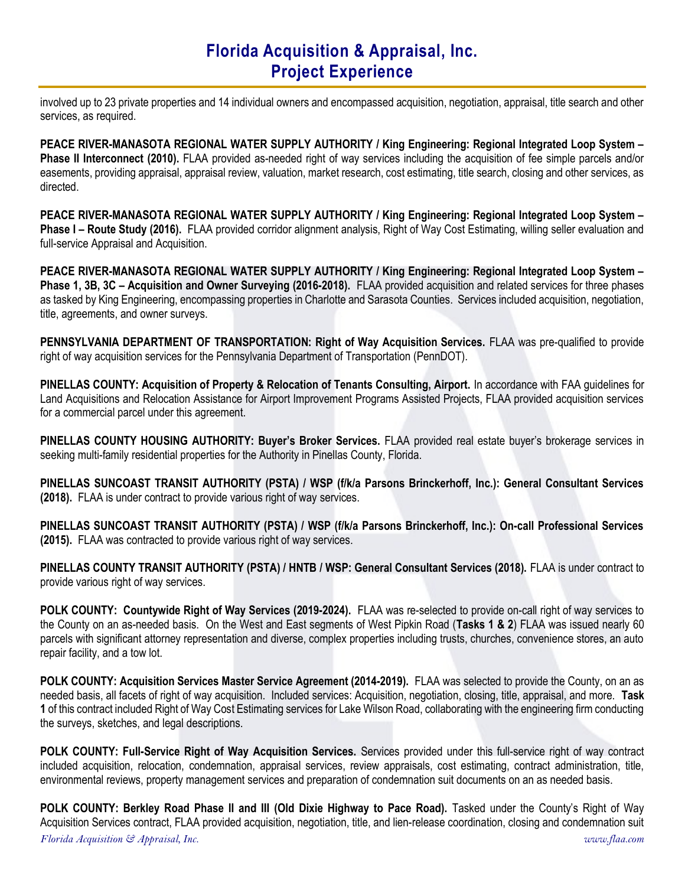involved up to 23 private properties and 14 individual owners and encompassed acquisition, negotiation, appraisal, title search and other services, as required.

**PEACE RIVER-MANASOTA REGIONAL WATER SUPPLY AUTHORITY / King Engineering: Regional Integrated Loop System – Phase II Interconnect (2010).** FLAA provided as-needed right of way services including the acquisition of fee simple parcels and/or easements, providing appraisal, appraisal review, valuation, market research, cost estimating, title search, closing and other services, as directed.

**PEACE RIVER-MANASOTA REGIONAL WATER SUPPLY AUTHORITY / King Engineering: Regional Integrated Loop System – Phase I – Route Study (2016).** FLAA provided corridor alignment analysis, Right of Way Cost Estimating, willing seller evaluation and full-service Appraisal and Acquisition.

**PEACE RIVER-MANASOTA REGIONAL WATER SUPPLY AUTHORITY / King Engineering: Regional Integrated Loop System – Phase 1, 3B, 3C – Acquisition and Owner Surveying (2016-2018).** FLAA provided acquisition and related services for three phases as tasked by King Engineering, encompassing properties in Charlotte and Sarasota Counties. Services included acquisition, negotiation, title, agreements, and owner surveys.

**PENNSYLVANIA DEPARTMENT OF TRANSPORTATION: Right of Way Acquisition Services.** FLAA was pre-qualified to provide right of way acquisition services for the Pennsylvania Department of Transportation (PennDOT).

**PINELLAS COUNTY: Acquisition of Property & Relocation of Tenants Consulting, Airport.** In accordance with FAA guidelines for Land Acquisitions and Relocation Assistance for Airport Improvement Programs Assisted Projects, FLAA provided acquisition services for a commercial parcel under this agreement.

**PINELLAS COUNTY HOUSING AUTHORITY: Buyer's Broker Services.** FLAA provided real estate buyer's brokerage services in seeking multi-family residential properties for the Authority in Pinellas County, Florida.

**PINELLAS SUNCOAST TRANSIT AUTHORITY (PSTA) / WSP (f/k/a Parsons Brinckerhoff, Inc.): General Consultant Services (2018).** FLAA is under contract to provide various right of way services.

**PINELLAS SUNCOAST TRANSIT AUTHORITY (PSTA) / WSP (f/k/a Parsons Brinckerhoff, Inc.): On-call Professional Services (2015).** FLAA was contracted to provide various right of way services.

**PINELLAS COUNTY TRANSIT AUTHORITY (PSTA) / HNTB / WSP: General Consultant Services (2018).** FLAA is under contract to provide various right of way services.

**POLK COUNTY: Countywide Right of Way Services (2019-2024).** FLAA was re-selected to provide on-call right of way services to the County on an as-needed basis. On the West and East segments of West Pipkin Road (**Tasks 1 & 2**) FLAA was issued nearly 60 parcels with significant attorney representation and diverse, complex properties including trusts, churches, convenience stores, an auto repair facility, and a tow lot.

**POLK COUNTY: Acquisition Services Master Service Agreement (2014-2019).** FLAA was selected to provide the County, on an as needed basis, all facets of right of way acquisition. Included services: Acquisition, negotiation, closing, title, appraisal, and more. **Task 1** of this contract included Right of Way Cost Estimating services for Lake Wilson Road, collaborating with the engineering firm conducting the surveys, sketches, and legal descriptions.

**POLK COUNTY: Full-Service Right of Way Acquisition Services.** Services provided under this full-service right of way contract included acquisition, relocation, condemnation, appraisal services, review appraisals, cost estimating, contract administration, title, environmental reviews, property management services and preparation of condemnation suit documents on an as needed basis.

**POLK COUNTY: Berkley Road Phase II and III (Old Dixie Highway to Pace Road).** Tasked under the County's Right of Way Acquisition Services contract, FLAA provided acquisition, negotiation, title, and lien-release coordination, closing and condemnation suit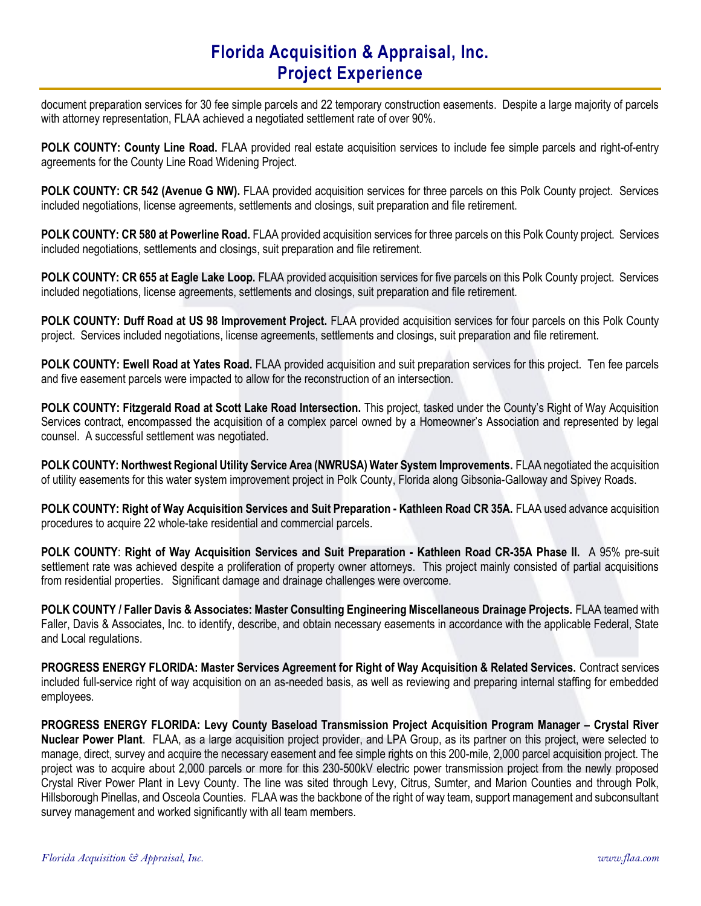document preparation services for 30 fee simple parcels and 22 temporary construction easements. Despite a large majority of parcels with attorney representation, FLAA achieved a negotiated settlement rate of over 90%.

**POLK COUNTY: County Line Road.** FLAA provided real estate acquisition services to include fee simple parcels and right-of-entry agreements for the County Line Road Widening Project.

**POLK COUNTY: CR 542 (Avenue G NW).** FLAA provided acquisition services for three parcels on this Polk County project. Services included negotiations, license agreements, settlements and closings, suit preparation and file retirement.

**POLK COUNTY: CR 580 at Powerline Road.** FLAA provided acquisition services for three parcels on this Polk County project. Services included negotiations, settlements and closings, suit preparation and file retirement.

**POLK COUNTY: CR 655 at Eagle Lake Loop.** FLAA provided acquisition services for five parcels on this Polk County project. Services included negotiations, license agreements, settlements and closings, suit preparation and file retirement.

**POLK COUNTY: Duff Road at US 98 Improvement Project.** FLAA provided acquisition services for four parcels on this Polk County project. Services included negotiations, license agreements, settlements and closings, suit preparation and file retirement.

**POLK COUNTY: Ewell Road at Yates Road.** FLAA provided acquisition and suit preparation services for this project. Ten fee parcels and five easement parcels were impacted to allow for the reconstruction of an intersection.

**POLK COUNTY: Fitzgerald Road at Scott Lake Road Intersection.** This project, tasked under the County's Right of Way Acquisition Services contract, encompassed the acquisition of a complex parcel owned by a Homeowner's Association and represented by legal counsel. A successful settlement was negotiated.

**POLK COUNTY: Northwest Regional Utility Service Area (NWRUSA) Water System Improvements.** FLAA negotiated the acquisition of utility easements for this water system improvement project in Polk County, Florida along Gibsonia-Galloway and Spivey Roads.

**POLK COUNTY: Right of Way Acquisition Services and Suit Preparation - Kathleen Road CR 35A.** FLAA used advance acquisition procedures to acquire 22 whole-take residential and commercial parcels.

**POLK COUNTY**: **Right of Way Acquisition Services and Suit Preparation - Kathleen Road CR-35A Phase II.** A 95% pre-suit settlement rate was achieved despite a proliferation of property owner attorneys. This project mainly consisted of partial acquisitions from residential properties. Significant damage and drainage challenges were overcome.

**POLK COUNTY / Faller Davis & Associates: Master Consulting Engineering Miscellaneous Drainage Projects.** FLAA teamed with Faller, Davis & Associates, Inc. to identify, describe, and obtain necessary easements in accordance with the applicable Federal, State and Local regulations.

**PROGRESS ENERGY FLORIDA: Master Services Agreement for Right of Way Acquisition & Related Services.** Contract services included full-service right of way acquisition on an as-needed basis, as well as reviewing and preparing internal staffing for embedded employees.

**PROGRESS ENERGY FLORIDA: Levy County Baseload Transmission Project Acquisition Program Manager – Crystal River Nuclear Power Plant**. FLAA, as a large acquisition project provider, and LPA Group, as its partner on this project, were selected to manage, direct, survey and acquire the necessary easement and fee simple rights on this 200-mile, 2,000 parcel acquisition project. The project was to acquire about 2,000 parcels or more for this 230-500kV electric power transmission project from the newly proposed Crystal River Power Plant in Levy County. The line was sited through Levy, Citrus, Sumter, and Marion Counties and through Polk, Hillsborough Pinellas, and Osceola Counties. FLAA was the backbone of the right of way team, support management and subconsultant survey management and worked significantly with all team members.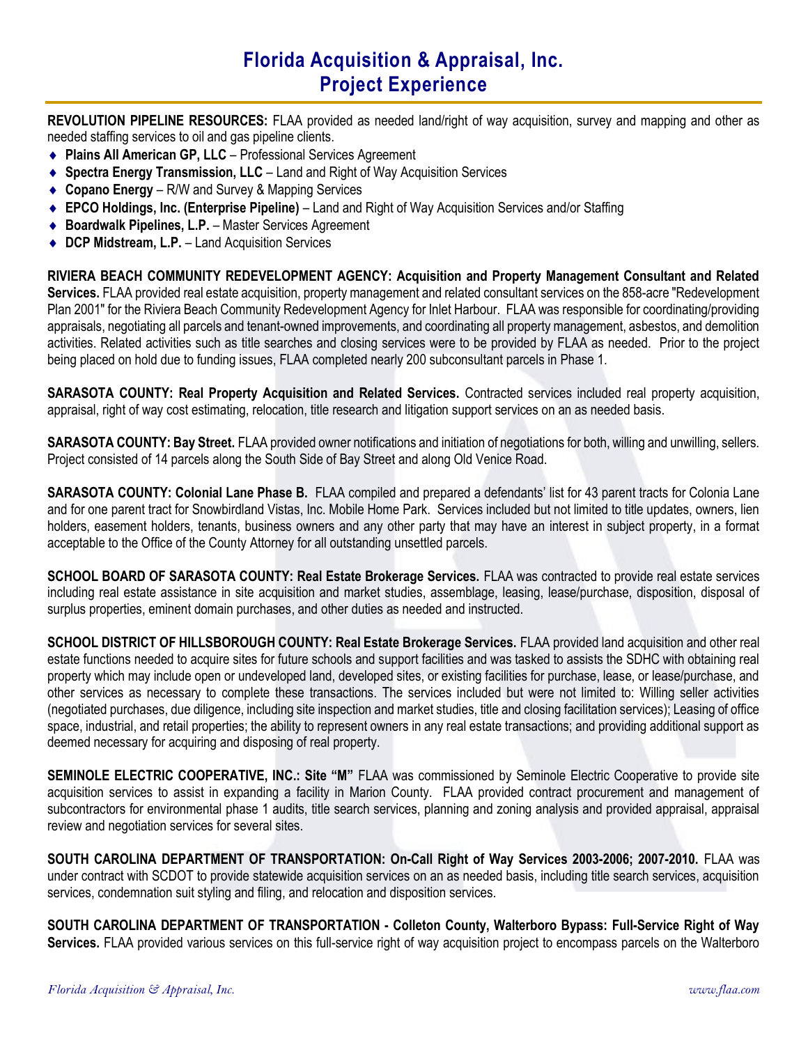# Florida Acquisition & Appraisal, Inc.
## Project Experience

**REVOLUTION PIPELINE RESOURCES:** FLAA provided as needed land/right of way acquisition, survey and mapping and other as needed staffing services to oil and gas pipeline clients.

- **Plains All American GP, LLC** – Professional Services Agreement
- **Spectra Energy Transmission, LLC** – Land and Right of Way Acquisition Services
- **Copano Energy** – R/W and Survey & Mapping Services
- **EPCO Holdings, Inc. (Enterprise Pipeline)** – Land and Right of Way Acquisition Services and/or Staffing
- **Boardwalk Pipelines, L.P.** – Master Services Agreement
- **DCP Midstream, L.P.** – Land Acquisition Services

**RIVIERA BEACH COMMUNITY REDEVELOPMENT AGENCY: Acquisition and Property Management Consultant and Related Services.** FLAA provided real estate acquisition, property management and related consultant services on the 858-acre "Redevelopment Plan 2001" for the Riviera Beach Community Redevelopment Agency for Inlet Harbour. FLAA was responsible for coordinating/providing appraisals, negotiating all parcels and tenant-owned improvements, and coordinating all property management, asbestos, and demolition activities. Related activities such as title searches and closing services were to be provided by FLAA as needed. Prior to the project being placed on hold due to funding issues, FLAA completed nearly 200 subconsultant parcels in Phase 1.

**SARASOTA COUNTY: Real Property Acquisition and Related Services.** Contracted services included real property acquisition, appraisal, right of way cost estimating, relocation, title research and litigation support services on an as needed basis.

**SARASOTA COUNTY: Bay Street.** FLAA provided owner notifications and initiation of negotiations for both, willing and unwilling, sellers. Project consisted of 14 parcels along the South Side of Bay Street and along Old Venice Road.

**SARASOTA COUNTY: Colonial Lane Phase B.** FLAA compiled and prepared a defendants' list for 43 parent tracts for Colonia Lane and for one parent tract for Snowbirdland Vistas, Inc. Mobile Home Park. Services included but not limited to title updates, owners, lien holders, easement holders, tenants, business owners and any other party that may have an interest in subject property, in a format acceptable to the Office of the County Attorney for all outstanding unsettled parcels.

**SCHOOL BOARD OF SARASOTA COUNTY: Real Estate Brokerage Services.** FLAA was contracted to provide real estate services including real estate assistance in site acquisition and market studies, assemblage, leasing, lease/purchase, disposition, disposal of surplus properties, eminent domain purchases, and other duties as needed and instructed.

**SCHOOL DISTRICT OF HILLSBOROUGH COUNTY: Real Estate Brokerage Services.** FLAA provided land acquisition and other real estate functions needed to acquire sites for future schools and support facilities and was tasked to assists the SDHC with obtaining real property which may include open or undeveloped land, developed sites, or existing facilities for purchase, lease, or lease/purchase, and other services as necessary to complete these transactions. The services included but were not limited to: Willing seller activities (negotiated purchases, due diligence, including site inspection and market studies, title and closing facilitation services); Leasing of office space, industrial, and retail properties; the ability to represent owners in any real estate transactions; and providing additional support as deemed necessary for acquiring and disposing of real property.

**SEMINOLE ELECTRIC COOPERATIVE, INC.: Site "M"** FLAA was commissioned by Seminole Electric Cooperative to provide site acquisition services to assist in expanding a facility in Marion County. FLAA provided contract procurement and management of subcontractors for environmental phase 1 audits, title search services, planning and zoning analysis and provided appraisal, appraisal review and negotiation services for several sites.

**SOUTH CAROLINA DEPARTMENT OF TRANSPORTATION: On-Call Right of Way Services 2003-2006; 2007-2010.** FLAA was under contract with SCDOT to provide statewide acquisition services on an as needed basis, including title search services, acquisition services, condemnation suit styling and filing, and relocation and disposition services.

**SOUTH CAROLINA DEPARTMENT OF TRANSPORTATION - Colleton County, Walterboro Bypass: Full-Service Right of Way Services.** FLAA provided various services on this full-service right of way acquisition project to encompass parcels on the Walterboro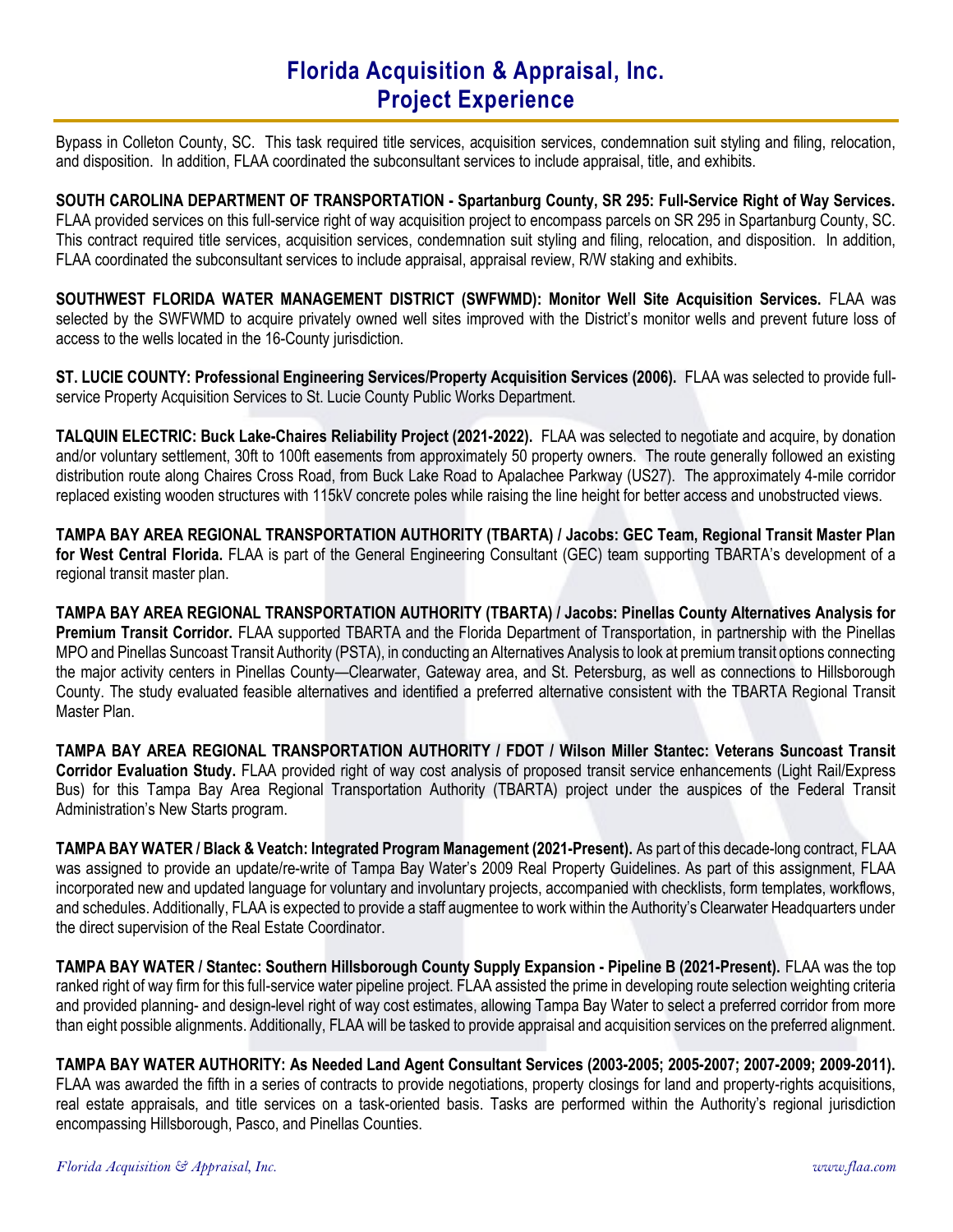Bypass in Colleton County, SC. This task required title services, acquisition services, condemnation suit styling and filing, relocation, and disposition. In addition, FLAA coordinated the subconsultant services to include appraisal, title, and exhibits.

**SOUTH CAROLINA DEPARTMENT OF TRANSPORTATION - Spartanburg County, SR 295: Full-Service Right of Way Services.** FLAA provided services on this full-service right of way acquisition project to encompass parcels on SR 295 in Spartanburg County, SC. This contract required title services, acquisition services, condemnation suit styling and filing, relocation, and disposition. In addition, FLAA coordinated the subconsultant services to include appraisal, appraisal review, R/W staking and exhibits.

**SOUTHWEST FLORIDA WATER MANAGEMENT DISTRICT (SWFWMD): Monitor Well Site Acquisition Services.** FLAA was selected by the SWFWMD to acquire privately owned well sites improved with the District's monitor wells and prevent future loss of access to the wells located in the 16-County jurisdiction.

**ST. LUCIE COUNTY: Professional Engineering Services/Property Acquisition Services (2006).** FLAA was selected to provide full-service Property Acquisition Services to St. Lucie County Public Works Department.

**TALQUIN ELECTRIC: Buck Lake-Chaires Reliability Project (2021-2022).** FLAA was selected to negotiate and acquire, by donation and/or voluntary settlement, 30ft to 100ft easements from approximately 50 property owners. The route generally followed an existing distribution route along Chaires Cross Road, from Buck Lake Road to Apalachee Parkway (US27). The approximately 4-mile corridor replaced existing wooden structures with 115kV concrete poles while raising the line height for better access and unobstructed views.

**TAMPA BAY AREA REGIONAL TRANSPORTATION AUTHORITY (TBARTA) / Jacobs: GEC Team, Regional Transit Master Plan for West Central Florida.** FLAA is part of the General Engineering Consultant (GEC) team supporting TBARTA's development of a regional transit master plan.

**TAMPA BAY AREA REGIONAL TRANSPORTATION AUTHORITY (TBARTA) / Jacobs: Pinellas County Alternatives Analysis for Premium Transit Corridor.** FLAA supported TBARTA and the Florida Department of Transportation, in partnership with the Pinellas MPO and Pinellas Suncoast Transit Authority (PSTA), in conducting an Alternatives Analysis to look at premium transit options connecting the major activity centers in Pinellas County—Clearwater, Gateway area, and St. Petersburg, as well as connections to Hillsborough County. The study evaluated feasible alternatives and identified a preferred alternative consistent with the TBARTA Regional Transit Master Plan.

**TAMPA BAY AREA REGIONAL TRANSPORTATION AUTHORITY / FDOT / Wilson Miller Stantec: Veterans Suncoast Transit Corridor Evaluation Study.** FLAA provided right of way cost analysis of proposed transit service enhancements (Light Rail/Express Bus) for this Tampa Bay Area Regional Transportation Authority (TBARTA) project under the auspices of the Federal Transit Administration's New Starts program.

**TAMPA BAY WATER / Black & Veatch: Integrated Program Management (2021-Present).** As part of this decade-long contract, FLAA was assigned to provide an update/re-write of Tampa Bay Water's 2009 Real Property Guidelines. As part of this assignment, FLAA incorporated new and updated language for voluntary and involuntary projects, accompanied with checklists, form templates, workflows, and schedules. Additionally, FLAA is expected to provide a staff augmentee to work within the Authority's Clearwater Headquarters under the direct supervision of the Real Estate Coordinator.

**TAMPA BAY WATER / Stantec: Southern Hillsborough County Supply Expansion - Pipeline B (2021-Present).** FLAA was the top ranked right of way firm for this full-service water pipeline project. FLAA assisted the prime in developing route selection weighting criteria and provided planning- and design-level right of way cost estimates, allowing Tampa Bay Water to select a preferred corridor from more than eight possible alignments. Additionally, FLAA will be tasked to provide appraisal and acquisition services on the preferred alignment.

**TAMPA BAY WATER AUTHORITY: As Needed Land Agent Consultant Services (2003-2005; 2005-2007; 2007-2009; 2009-2011).** FLAA was awarded the fifth in a series of contracts to provide negotiations, property closings for land and property-rights acquisitions, real estate appraisals, and title services on a task-oriented basis. Tasks are performed within the Authority's regional jurisdiction encompassing Hillsborough, Pasco, and Pinellas Counties.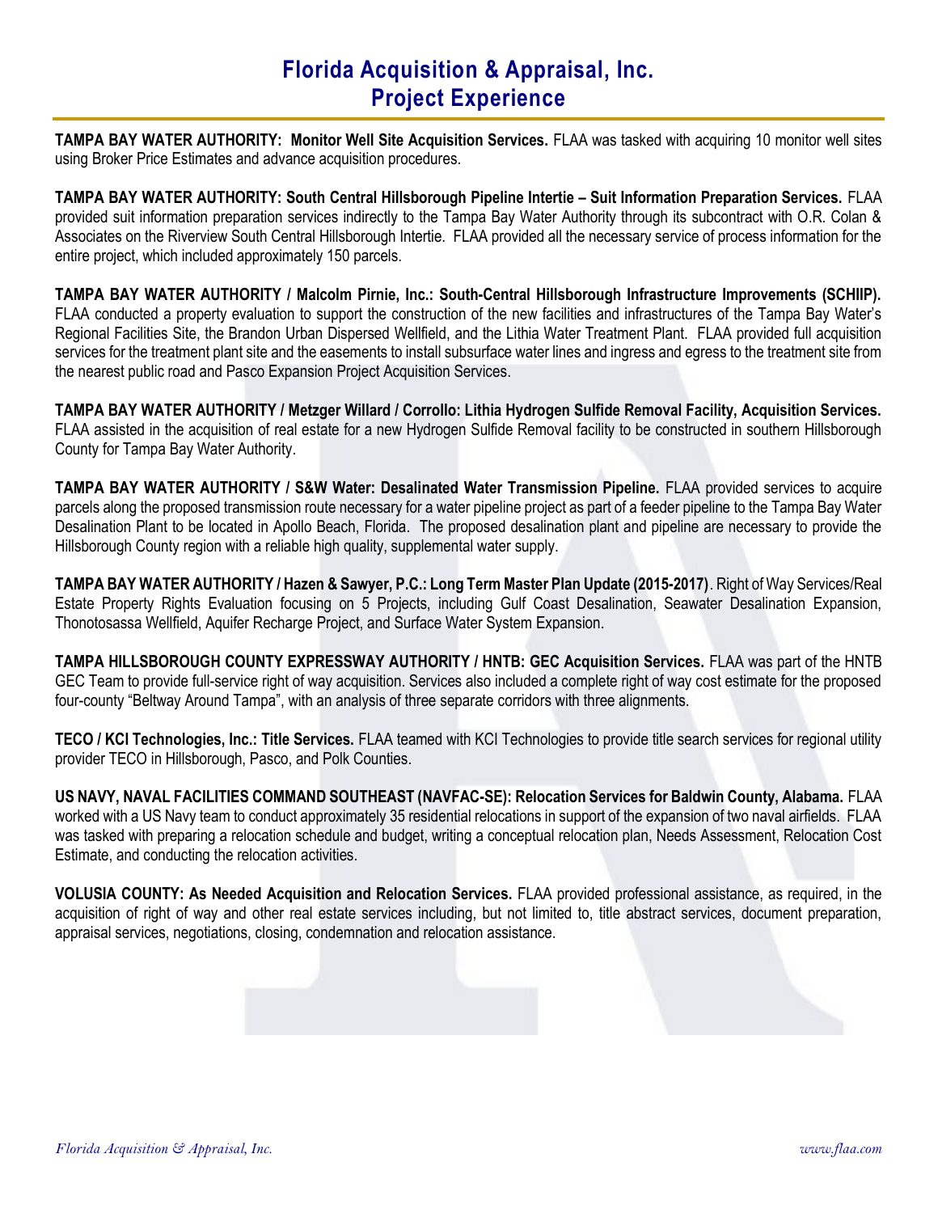# Florida Acquisition & Appraisal, Inc.
## Project Experience

**TAMPA BAY WATER AUTHORITY: Monitor Well Site Acquisition Services.** FLAA was tasked with acquiring 10 monitor well sites using Broker Price Estimates and advance acquisition procedures.

**TAMPA BAY WATER AUTHORITY: South Central Hillsborough Pipeline Intertie – Suit Information Preparation Services.** FLAA provided suit information preparation services indirectly to the Tampa Bay Water Authority through its subcontract with O.R. Colan & Associates on the Riverview South Central Hillsborough Intertie. FLAA provided all the necessary service of process information for the entire project, which included approximately 150 parcels.

**TAMPA BAY WATER AUTHORITY / Malcolm Pirnie, Inc.: South-Central Hillsborough Infrastructure Improvements (SCHIIP).** FLAA conducted a property evaluation to support the construction of the new facilities and infrastructures of the Tampa Bay Water's Regional Facilities Site, the Brandon Urban Dispersed Wellfield, and the Lithia Water Treatment Plant. FLAA provided full acquisition services for the treatment plant site and the easements to install subsurface water lines and ingress and egress to the treatment site from the nearest public road and Pasco Expansion Project Acquisition Services.

**TAMPA BAY WATER AUTHORITY / Metzger Willard / Corrollo: Lithia Hydrogen Sulfide Removal Facility, Acquisition Services.** FLAA assisted in the acquisition of real estate for a new Hydrogen Sulfide Removal facility to be constructed in southern Hillsborough County for Tampa Bay Water Authority.

**TAMPA BAY WATER AUTHORITY / S&W Water: Desalinated Water Transmission Pipeline.** FLAA provided services to acquire parcels along the proposed transmission route necessary for a water pipeline project as part of a feeder pipeline to the Tampa Bay Water Desalination Plant to be located in Apollo Beach, Florida. The proposed desalination plant and pipeline are necessary to provide the Hillsborough County region with a reliable high quality, supplemental water supply.

**TAMPA BAY WATER AUTHORITY / Hazen & Sawyer, P.C.: Long Term Master Plan Update (2015-2017)**. Right of Way Services/Real Estate Property Rights Evaluation focusing on 5 Projects, including Gulf Coast Desalination, Seawater Desalination Expansion, Thonotosassa Wellfield, Aquifer Recharge Project, and Surface Water System Expansion.

**TAMPA HILLSBOROUGH COUNTY EXPRESSWAY AUTHORITY / HNTB: GEC Acquisition Services.** FLAA was part of the HNTB GEC Team to provide full-service right of way acquisition. Services also included a complete right of way cost estimate for the proposed four-county "Beltway Around Tampa", with an analysis of three separate corridors with three alignments.

**TECO / KCI Technologies, Inc.: Title Services.** FLAA teamed with KCI Technologies to provide title search services for regional utility provider TECO in Hillsborough, Pasco, and Polk Counties.

**US NAVY, NAVAL FACILITIES COMMAND SOUTHEAST (NAVFAC-SE): Relocation Services for Baldwin County, Alabama.** FLAA worked with a US Navy team to conduct approximately 35 residential relocations in support of the expansion of two naval airfields. FLAA was tasked with preparing a relocation schedule and budget, writing a conceptual relocation plan, Needs Assessment, Relocation Cost Estimate, and conducting the relocation activities.

**VOLUSIA COUNTY: As Needed Acquisition and Relocation Services.** FLAA provided professional assistance, as required, in the acquisition of right of way and other real estate services including, but not limited to, title abstract services, document preparation, appraisal services, negotiations, closing, condemnation and relocation assistance.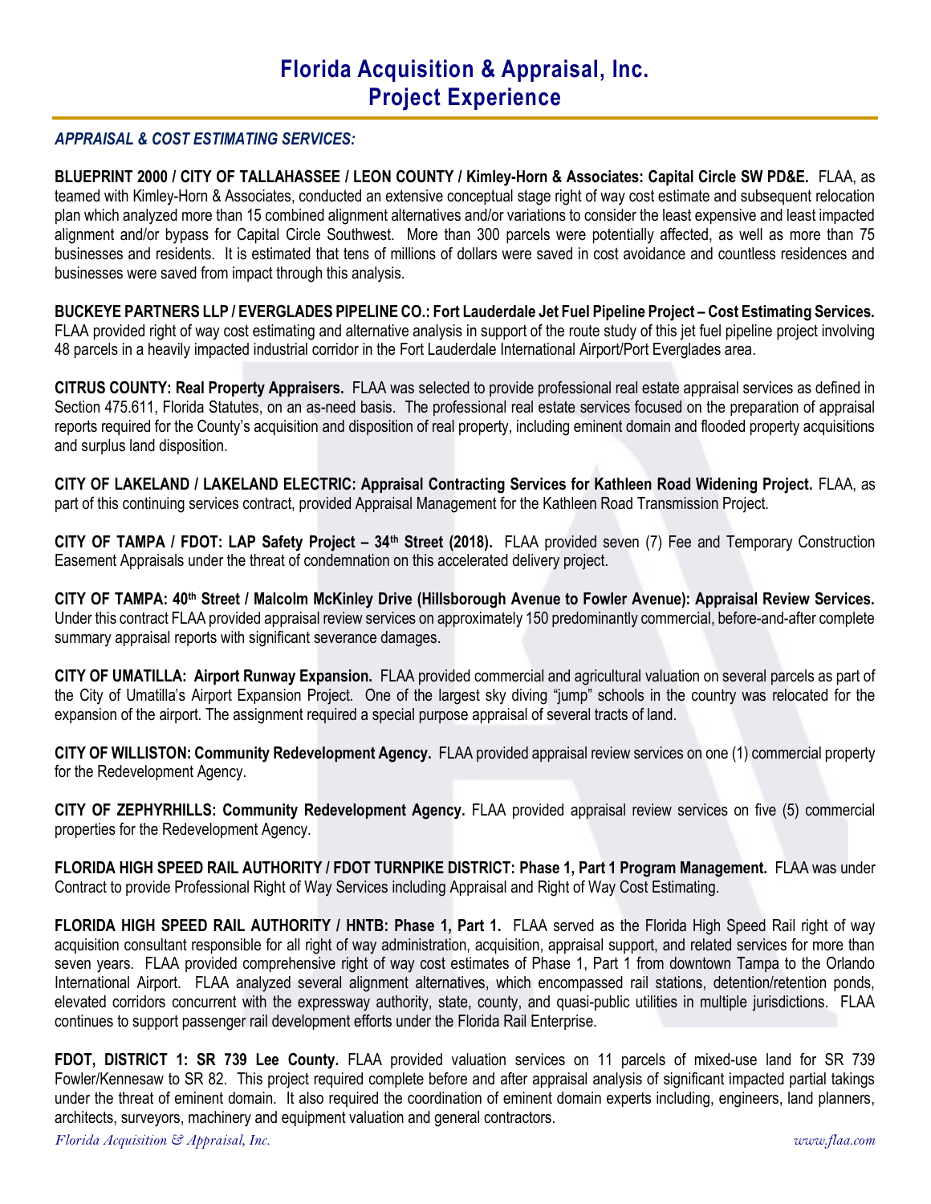# Florida Acquisition & Appraisal, Inc.
# Project Experience

***APPRAISAL & COST ESTIMATING SERVICES:***

**BLUEPRINT 2000 / CITY OF TALLAHASSEE / LEON COUNTY / Kimley-Horn & Associates: Capital Circle SW PD&E.** FLAA, as teamed with Kimley-Horn & Associates, conducted an extensive conceptual stage right of way cost estimate and subsequent relocation plan which analyzed more than 15 combined alignment alternatives and/or variations to consider the least expensive and least impacted alignment and/or bypass for Capital Circle Southwest. More than 300 parcels were potentially affected, as well as more than 75 businesses and residents. It is estimated that tens of millions of dollars were saved in cost avoidance and countless residences and businesses were saved from impact through this analysis.

**BUCKEYE PARTNERS LLP / EVERGLADES PIPELINE CO.: Fort Lauderdale Jet Fuel Pipeline Project – Cost Estimating Services.** FLAA provided right of way cost estimating and alternative analysis in support of the route study of this jet fuel pipeline project involving 48 parcels in a heavily impacted industrial corridor in the Fort Lauderdale International Airport/Port Everglades area.

**CITRUS COUNTY: Real Property Appraisers.** FLAA was selected to provide professional real estate appraisal services as defined in Section 475.611, Florida Statutes, on an as-need basis. The professional real estate services focused on the preparation of appraisal reports required for the County's acquisition and disposition of real property, including eminent domain and flooded property acquisitions and surplus land disposition.

**CITY OF LAKELAND / LAKELAND ELECTRIC: Appraisal Contracting Services for Kathleen Road Widening Project.** FLAA, as part of this continuing services contract, provided Appraisal Management for the Kathleen Road Transmission Project.

**CITY OF TAMPA / FDOT: LAP Safety Project – 34th Street (2018).** FLAA provided seven (7) Fee and Temporary Construction Easement Appraisals under the threat of condemnation on this accelerated delivery project.

**CITY OF TAMPA: 40th Street / Malcolm McKinley Drive (Hillsborough Avenue to Fowler Avenue): Appraisal Review Services.** Under this contract FLAA provided appraisal review services on approximately 150 predominantly commercial, before-and-after complete summary appraisal reports with significant severance damages.

**CITY OF UMATILLA: Airport Runway Expansion.** FLAA provided commercial and agricultural valuation on several parcels as part of the City of Umatilla's Airport Expansion Project. One of the largest sky diving "jump" schools in the country was relocated for the expansion of the airport. The assignment required a special purpose appraisal of several tracts of land.

**CITY OF WILLISTON: Community Redevelopment Agency.** FLAA provided appraisal review services on one (1) commercial property for the Redevelopment Agency.

**CITY OF ZEPHYRHILLS: Community Redevelopment Agency.** FLAA provided appraisal review services on five (5) commercial properties for the Redevelopment Agency.

**FLORIDA HIGH SPEED RAIL AUTHORITY / FDOT TURNPIKE DISTRICT: Phase 1, Part 1 Program Management.** FLAA was under Contract to provide Professional Right of Way Services including Appraisal and Right of Way Cost Estimating.

**FLORIDA HIGH SPEED RAIL AUTHORITY / HNTB: Phase 1, Part 1.** FLAA served as the Florida High Speed Rail right of way acquisition consultant responsible for all right of way administration, acquisition, appraisal support, and related services for more than seven years. FLAA provided comprehensive right of way cost estimates of Phase 1, Part 1 from downtown Tampa to the Orlando International Airport. FLAA analyzed several alignment alternatives, which encompassed rail stations, detention/retention ponds, elevated corridors concurrent with the expressway authority, state, county, and quasi-public utilities in multiple jurisdictions. FLAA continues to support passenger rail development efforts under the Florida Rail Enterprise.

**FDOT, DISTRICT 1: SR 739 Lee County.** FLAA provided valuation services on 11 parcels of mixed-use land for SR 739 Fowler/Kennesaw to SR 82. This project required complete before and after appraisal analysis of significant impacted partial takings under the threat of eminent domain. It also required the coordination of eminent domain experts including, engineers, land planners, architects, surveyors, machinery and equipment valuation and general contractors.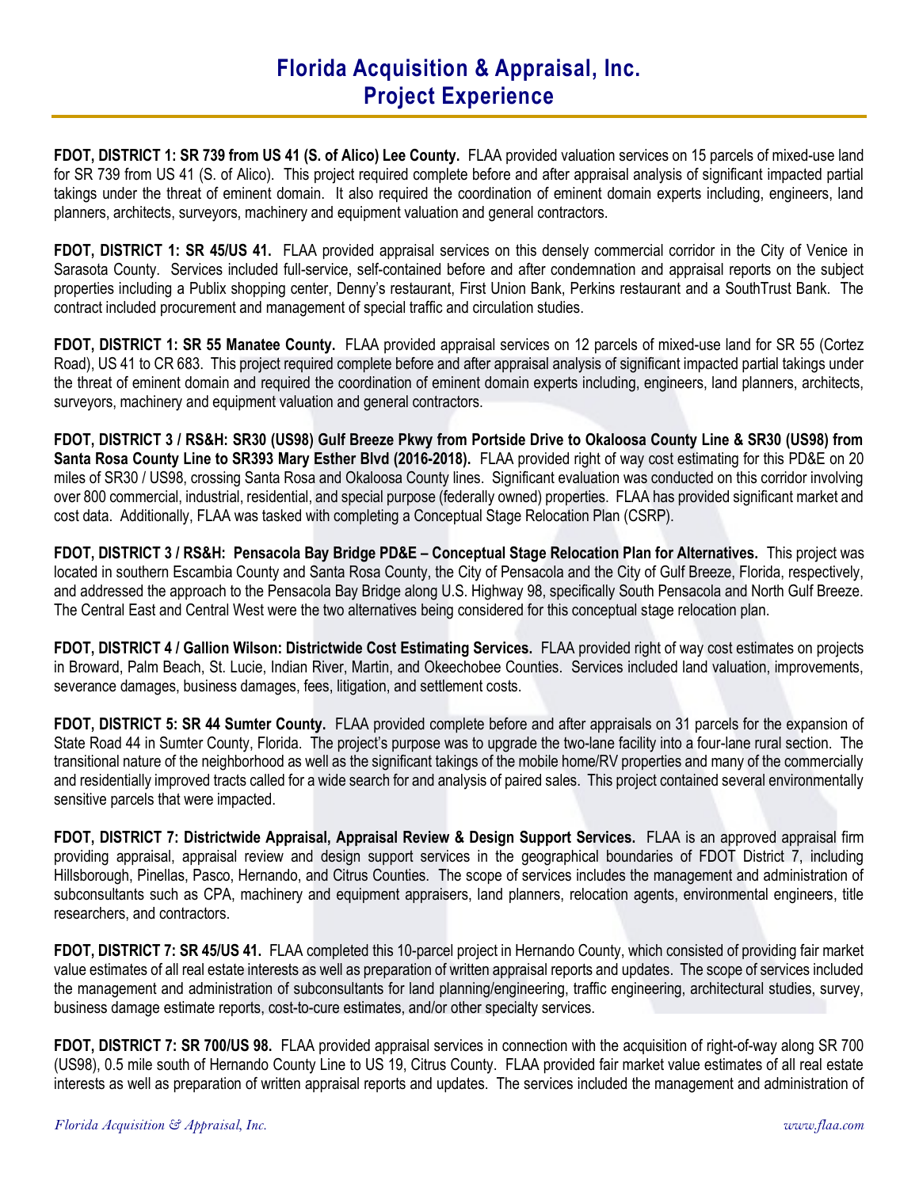# Florida Acquisition & Appraisal, Inc.
# Project Experience

**FDOT, DISTRICT 1: SR 739 from US 41 (S. of Alico) Lee County.** FLAA provided valuation services on 15 parcels of mixed-use land for SR 739 from US 41 (S. of Alico). This project required complete before and after appraisal analysis of significant impacted partial takings under the threat of eminent domain. It also required the coordination of eminent domain experts including, engineers, land planners, architects, surveyors, machinery and equipment valuation and general contractors.

**FDOT, DISTRICT 1: SR 45/US 41.** FLAA provided appraisal services on this densely commercial corridor in the City of Venice in Sarasota County. Services included full-service, self-contained before and after condemnation and appraisal reports on the subject properties including a Publix shopping center, Denny's restaurant, First Union Bank, Perkins restaurant and a SouthTrust Bank. The contract included procurement and management of special traffic and circulation studies.

**FDOT, DISTRICT 1: SR 55 Manatee County.** FLAA provided appraisal services on 12 parcels of mixed-use land for SR 55 (Cortez Road), US 41 to CR 683. This project required complete before and after appraisal analysis of significant impacted partial takings under the threat of eminent domain and required the coordination of eminent domain experts including, engineers, land planners, architects, surveyors, machinery and equipment valuation and general contractors.

**FDOT, DISTRICT 3 / RS&H: SR30 (US98) Gulf Breeze Pkwy from Portside Drive to Okaloosa County Line & SR30 (US98) from Santa Rosa County Line to SR393 Mary Esther Blvd (2016-2018).** FLAA provided right of way cost estimating for this PD&E on 20 miles of SR30 / US98, crossing Santa Rosa and Okaloosa County lines. Significant evaluation was conducted on this corridor involving over 800 commercial, industrial, residential, and special purpose (federally owned) properties. FLAA has provided significant market and cost data. Additionally, FLAA was tasked with completing a Conceptual Stage Relocation Plan (CSRP).

**FDOT, DISTRICT 3 / RS&H: Pensacola Bay Bridge PD&E – Conceptual Stage Relocation Plan for Alternatives.** This project was located in southern Escambia County and Santa Rosa County, the City of Pensacola and the City of Gulf Breeze, Florida, respectively, and addressed the approach to the Pensacola Bay Bridge along U.S. Highway 98, specifically South Pensacola and North Gulf Breeze. The Central East and Central West were the two alternatives being considered for this conceptual stage relocation plan.

**FDOT, DISTRICT 4 / Gallion Wilson: Districtwide Cost Estimating Services.** FLAA provided right of way cost estimates on projects in Broward, Palm Beach, St. Lucie, Indian River, Martin, and Okeechobee Counties. Services included land valuation, improvements, severance damages, business damages, fees, litigation, and settlement costs.

**FDOT, DISTRICT 5: SR 44 Sumter County.** FLAA provided complete before and after appraisals on 31 parcels for the expansion of State Road 44 in Sumter County, Florida. The project's purpose was to upgrade the two-lane facility into a four-lane rural section. The transitional nature of the neighborhood as well as the significant takings of the mobile home/RV properties and many of the commercially and residentially improved tracts called for a wide search for and analysis of paired sales. This project contained several environmentally sensitive parcels that were impacted.

**FDOT, DISTRICT 7: Districtwide Appraisal, Appraisal Review & Design Support Services.** FLAA is an approved appraisal firm providing appraisal, appraisal review and design support services in the geographical boundaries of FDOT District 7, including Hillsborough, Pinellas, Pasco, Hernando, and Citrus Counties. The scope of services includes the management and administration of subconsultants such as CPA, machinery and equipment appraisers, land planners, relocation agents, environmental engineers, title researchers, and contractors.

**FDOT, DISTRICT 7: SR 45/US 41.** FLAA completed this 10-parcel project in Hernando County, which consisted of providing fair market value estimates of all real estate interests as well as preparation of written appraisal reports and updates. The scope of services included the management and administration of subconsultants for land planning/engineering, traffic engineering, architectural studies, survey, business damage estimate reports, cost-to-cure estimates, and/or other specialty services.

**FDOT, DISTRICT 7: SR 700/US 98.** FLAA provided appraisal services in connection with the acquisition of right-of-way along SR 700 (US98), 0.5 mile south of Hernando County Line to US 19, Citrus County. FLAA provided fair market value estimates of all real estate interests as well as preparation of written appraisal reports and updates. The services included the management and administration of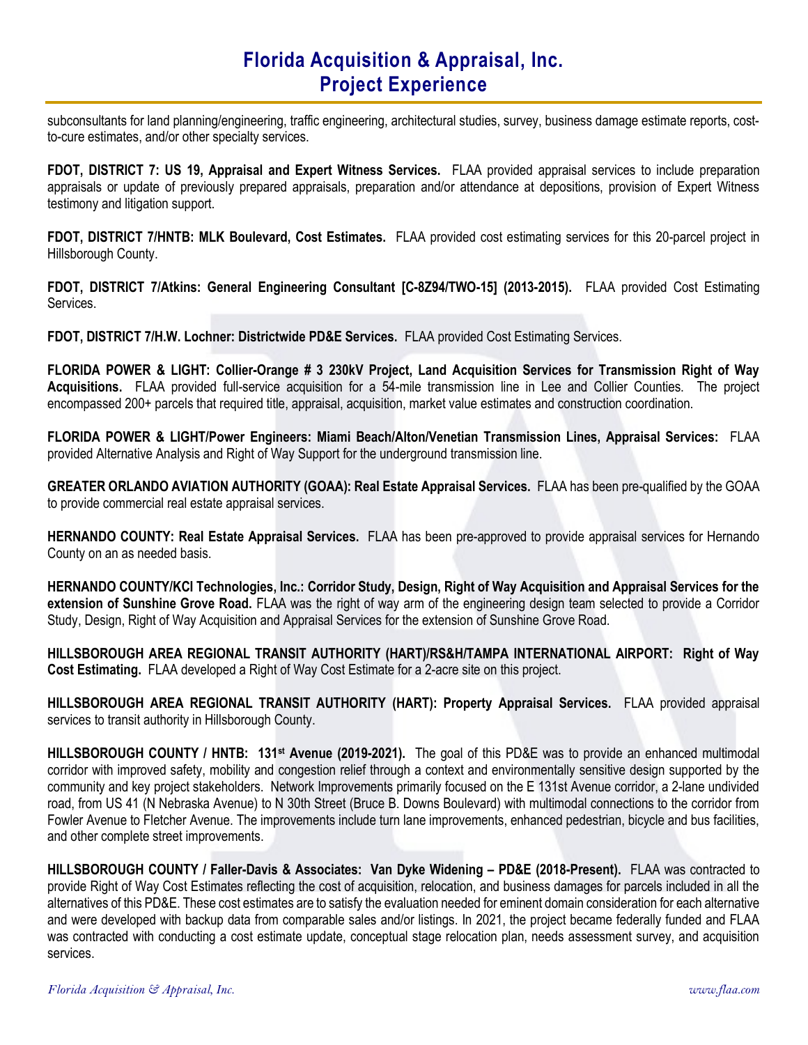subconsultants for land planning/engineering, traffic engineering, architectural studies, survey, business damage estimate reports, cost-to-cure estimates, and/or other specialty services.

**FDOT, DISTRICT 7: US 19, Appraisal and Expert Witness Services.** FLAA provided appraisal services to include preparation appraisals or update of previously prepared appraisals, preparation and/or attendance at depositions, provision of Expert Witness testimony and litigation support.

**FDOT, DISTRICT 7/HNTB: MLK Boulevard, Cost Estimates.** FLAA provided cost estimating services for this 20-parcel project in Hillsborough County.

**FDOT, DISTRICT 7/Atkins: General Engineering Consultant [C-8Z94/TWO-15] (2013-2015).** FLAA provided Cost Estimating Services.

**FDOT, DISTRICT 7/H.W. Lochner: Districtwide PD&E Services.** FLAA provided Cost Estimating Services.

**FLORIDA POWER & LIGHT: Collier-Orange # 3 230kV Project, Land Acquisition Services for Transmission Right of Way Acquisitions.** FLAA provided full-service acquisition for a 54-mile transmission line in Lee and Collier Counties. The project encompassed 200+ parcels that required title, appraisal, acquisition, market value estimates and construction coordination.

**FLORIDA POWER & LIGHT/Power Engineers: Miami Beach/Alton/Venetian Transmission Lines, Appraisal Services:** FLAA provided Alternative Analysis and Right of Way Support for the underground transmission line.

**GREATER ORLANDO AVIATION AUTHORITY (GOAA): Real Estate Appraisal Services.** FLAA has been pre-qualified by the GOAA to provide commercial real estate appraisal services.

**HERNANDO COUNTY: Real Estate Appraisal Services.** FLAA has been pre-approved to provide appraisal services for Hernando County on an as needed basis.

**HERNANDO COUNTY/KCI Technologies, Inc.: Corridor Study, Design, Right of Way Acquisition and Appraisal Services for the extension of Sunshine Grove Road.** FLAA was the right of way arm of the engineering design team selected to provide a Corridor Study, Design, Right of Way Acquisition and Appraisal Services for the extension of Sunshine Grove Road.

**HILLSBOROUGH AREA REGIONAL TRANSIT AUTHORITY (HART)/RS&H/TAMPA INTERNATIONAL AIRPORT: Right of Way Cost Estimating.** FLAA developed a Right of Way Cost Estimate for a 2-acre site on this project.

**HILLSBOROUGH AREA REGIONAL TRANSIT AUTHORITY (HART): Property Appraisal Services.** FLAA provided appraisal services to transit authority in Hillsborough County.

**HILLSBOROUGH COUNTY / HNTB: 131st Avenue (2019-2021).** The goal of this PD&E was to provide an enhanced multimodal corridor with improved safety, mobility and congestion relief through a context and environmentally sensitive design supported by the community and key project stakeholders. Network Improvements primarily focused on the E 131st Avenue corridor, a 2-lane undivided road, from US 41 (N Nebraska Avenue) to N 30th Street (Bruce B. Downs Boulevard) with multimodal connections to the corridor from Fowler Avenue to Fletcher Avenue. The improvements include turn lane improvements, enhanced pedestrian, bicycle and bus facilities, and other complete street improvements.

**HILLSBOROUGH COUNTY / Faller-Davis & Associates: Van Dyke Widening – PD&E (2018-Present).** FLAA was contracted to provide Right of Way Cost Estimates reflecting the cost of acquisition, relocation, and business damages for parcels included in all the alternatives of this PD&E. These cost estimates are to satisfy the evaluation needed for eminent domain consideration for each alternative and were developed with backup data from comparable sales and/or listings. In 2021, the project became federally funded and FLAA was contracted with conducting a cost estimate update, conceptual stage relocation plan, needs assessment survey, and acquisition services.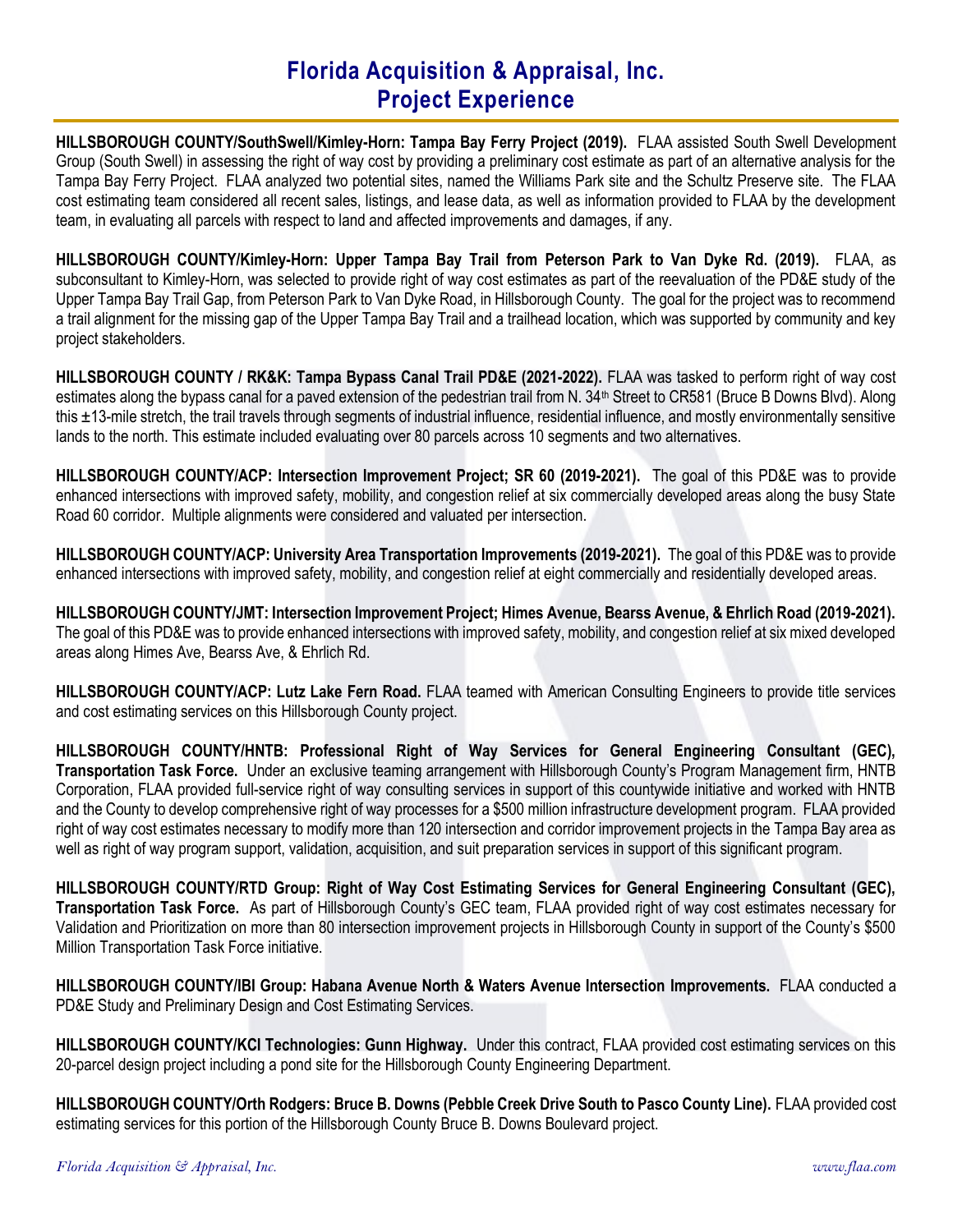# Florida Acquisition & Appraisal, Inc.
# Project Experience

**HILLSBOROUGH COUNTY/SouthSwell/Kimley-Horn: Tampa Bay Ferry Project (2019).** FLAA assisted South Swell Development Group (South Swell) in assessing the right of way cost by providing a preliminary cost estimate as part of an alternative analysis for the Tampa Bay Ferry Project. FLAA analyzed two potential sites, named the Williams Park site and the Schultz Preserve site. The FLAA cost estimating team considered all recent sales, listings, and lease data, as well as information provided to FLAA by the development team, in evaluating all parcels with respect to land and affected improvements and damages, if any.

**HILLSBOROUGH COUNTY/Kimley-Horn: Upper Tampa Bay Trail from Peterson Park to Van Dyke Rd. (2019).** FLAA, as subconsultant to Kimley-Horn, was selected to provide right of way cost estimates as part of the reevaluation of the PD&E study of the Upper Tampa Bay Trail Gap, from Peterson Park to Van Dyke Road, in Hillsborough County. The goal for the project was to recommend a trail alignment for the missing gap of the Upper Tampa Bay Trail and a trailhead location, which was supported by community and key project stakeholders.

**HILLSBOROUGH COUNTY / RK&K: Tampa Bypass Canal Trail PD&E (2021-2022).** FLAA was tasked to perform right of way cost estimates along the bypass canal for a paved extension of the pedestrian trail from N. 34th Street to CR581 (Bruce B Downs Blvd). Along this ±13-mile stretch, the trail travels through segments of industrial influence, residential influence, and mostly environmentally sensitive lands to the north. This estimate included evaluating over 80 parcels across 10 segments and two alternatives.

**HILLSBOROUGH COUNTY/ACP: Intersection Improvement Project; SR 60 (2019-2021).** The goal of this PD&E was to provide enhanced intersections with improved safety, mobility, and congestion relief at six commercially developed areas along the busy State Road 60 corridor. Multiple alignments were considered and valuated per intersection.

**HILLSBOROUGH COUNTY/ACP: University Area Transportation Improvements (2019-2021).** The goal of this PD&E was to provide enhanced intersections with improved safety, mobility, and congestion relief at eight commercially and residentially developed areas.

**HILLSBOROUGH COUNTY/JMT: Intersection Improvement Project; Himes Avenue, Bearss Avenue, & Ehrlich Road (2019-2021).** The goal of this PD&E was to provide enhanced intersections with improved safety, mobility, and congestion relief at six mixed developed areas along Himes Ave, Bearss Ave, & Ehrlich Rd.

**HILLSBOROUGH COUNTY/ACP: Lutz Lake Fern Road.** FLAA teamed with American Consulting Engineers to provide title services and cost estimating services on this Hillsborough County project.

**HILLSBOROUGH COUNTY/HNTB: Professional Right of Way Services for General Engineering Consultant (GEC), Transportation Task Force.** Under an exclusive teaming arrangement with Hillsborough County's Program Management firm, HNTB Corporation, FLAA provided full-service right of way consulting services in support of this countywide initiative and worked with HNTB and the County to develop comprehensive right of way processes for a $500 million infrastructure development program. FLAA provided right of way cost estimates necessary to modify more than 120 intersection and corridor improvement projects in the Tampa Bay area as well as right of way program support, validation, acquisition, and suit preparation services in support of this significant program.

**HILLSBOROUGH COUNTY/RTD Group: Right of Way Cost Estimating Services for General Engineering Consultant (GEC), Transportation Task Force.** As part of Hillsborough County's GEC team, FLAA provided right of way cost estimates necessary for Validation and Prioritization on more than 80 intersection improvement projects in Hillsborough County in support of the County's $500 Million Transportation Task Force initiative.

**HILLSBOROUGH COUNTY/IBI Group: Habana Avenue North & Waters Avenue Intersection Improvements.** FLAA conducted a PD&E Study and Preliminary Design and Cost Estimating Services.

**HILLSBOROUGH COUNTY/KCI Technologies: Gunn Highway.** Under this contract, FLAA provided cost estimating services on this 20-parcel design project including a pond site for the Hillsborough County Engineering Department.

**HILLSBOROUGH COUNTY/Orth Rodgers: Bruce B. Downs (Pebble Creek Drive South to Pasco County Line).** FLAA provided cost estimating services for this portion of the Hillsborough County Bruce B. Downs Boulevard project.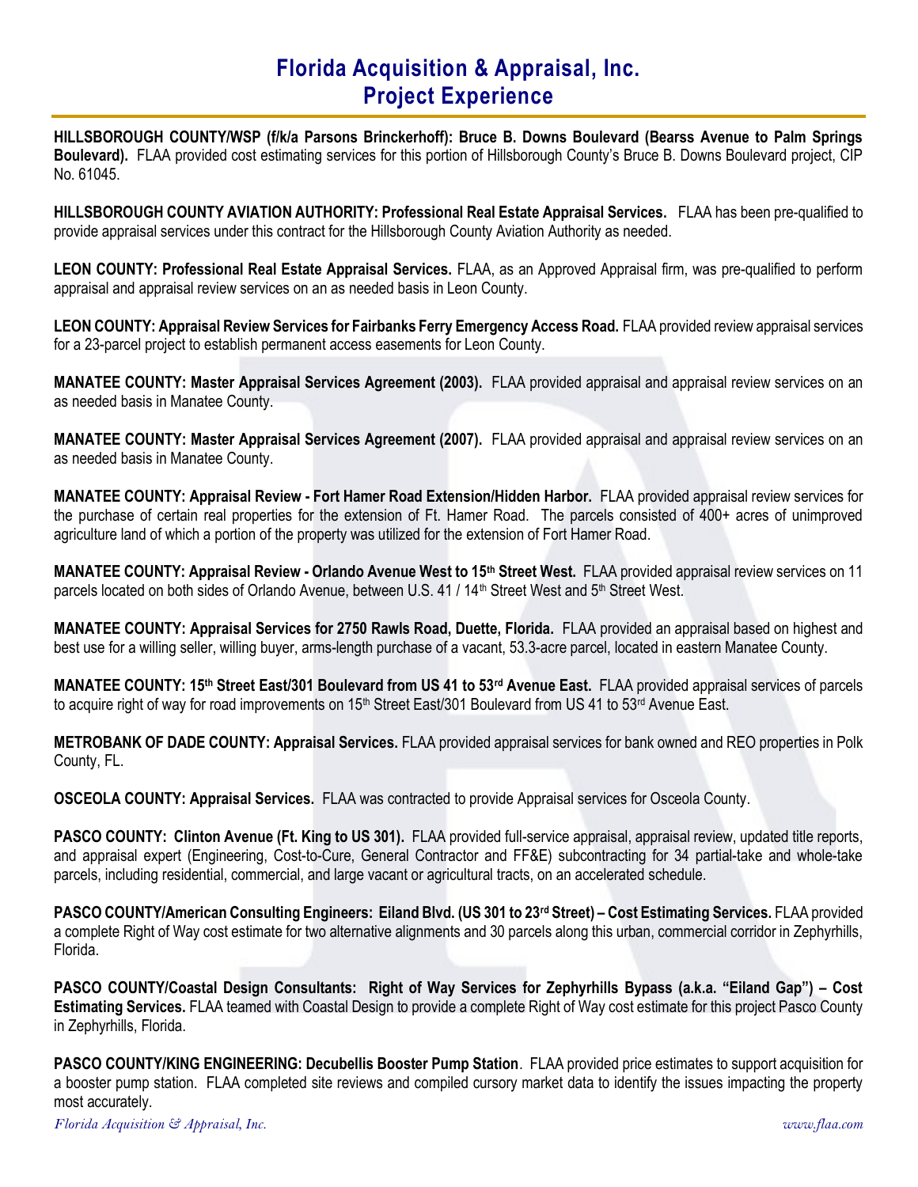# Florida Acquisition & Appraisal, Inc.
## Project Experience

**HILLSBOROUGH COUNTY/WSP (f/k/a Parsons Brinckerhoff): Bruce B. Downs Boulevard (Bearss Avenue to Palm Springs Boulevard).** FLAA provided cost estimating services for this portion of Hillsborough County's Bruce B. Downs Boulevard project, CIP No. 61045.

**HILLSBOROUGH COUNTY AVIATION AUTHORITY: Professional Real Estate Appraisal Services.** FLAA has been pre-qualified to provide appraisal services under this contract for the Hillsborough County Aviation Authority as needed.

**LEON COUNTY: Professional Real Estate Appraisal Services.** FLAA, as an Approved Appraisal firm, was pre-qualified to perform appraisal and appraisal review services on an as needed basis in Leon County.

**LEON COUNTY: Appraisal Review Services for Fairbanks Ferry Emergency Access Road.** FLAA provided review appraisal services for a 23-parcel project to establish permanent access easements for Leon County.

**MANATEE COUNTY: Master Appraisal Services Agreement (2003).** FLAA provided appraisal and appraisal review services on an as needed basis in Manatee County.

**MANATEE COUNTY: Master Appraisal Services Agreement (2007).** FLAA provided appraisal and appraisal review services on an as needed basis in Manatee County.

**MANATEE COUNTY: Appraisal Review - Fort Hamer Road Extension/Hidden Harbor.** FLAA provided appraisal review services for the purchase of certain real properties for the extension of Ft. Hamer Road. The parcels consisted of 400+ acres of unimproved agriculture land of which a portion of the property was utilized for the extension of Fort Hamer Road.

**MANATEE COUNTY: Appraisal Review - Orlando Avenue West to 15th Street West.** FLAA provided appraisal review services on 11 parcels located on both sides of Orlando Avenue, between U.S. 41 / 14th Street West and 5th Street West.

**MANATEE COUNTY: Appraisal Services for 2750 Rawls Road, Duette, Florida.** FLAA provided an appraisal based on highest and best use for a willing seller, willing buyer, arms-length purchase of a vacant, 53.3-acre parcel, located in eastern Manatee County.

**MANATEE COUNTY: 15th Street East/301 Boulevard from US 41 to 53rd Avenue East.** FLAA provided appraisal services of parcels to acquire right of way for road improvements on 15th Street East/301 Boulevard from US 41 to 53rd Avenue East.

**METROBANK OF DADE COUNTY: Appraisal Services.** FLAA provided appraisal services for bank owned and REO properties in Polk County, FL.

**OSCEOLA COUNTY: Appraisal Services.** FLAA was contracted to provide Appraisal services for Osceola County.

**PASCO COUNTY: Clinton Avenue (Ft. King to US 301).** FLAA provided full-service appraisal, appraisal review, updated title reports, and appraisal expert (Engineering, Cost-to-Cure, General Contractor and FF&E) subcontracting for 34 partial-take and whole-take parcels, including residential, commercial, and large vacant or agricultural tracts, on an accelerated schedule.

**PASCO COUNTY/American Consulting Engineers: Eiland Blvd. (US 301 to 23rd Street) – Cost Estimating Services.** FLAA provided a complete Right of Way cost estimate for two alternative alignments and 30 parcels along this urban, commercial corridor in Zephyrhills, Florida.

**PASCO COUNTY/Coastal Design Consultants: Right of Way Services for Zephyrhills Bypass (a.k.a. "Eiland Gap") – Cost Estimating Services.** FLAA teamed with Coastal Design to provide a complete Right of Way cost estimate for this project Pasco County in Zephyrhills, Florida.

**PASCO COUNTY/KING ENGINEERING: Decubellis Booster Pump Station**. FLAA provided price estimates to support acquisition for a booster pump station. FLAA completed site reviews and compiled cursory market data to identify the issues impacting the property most accurately.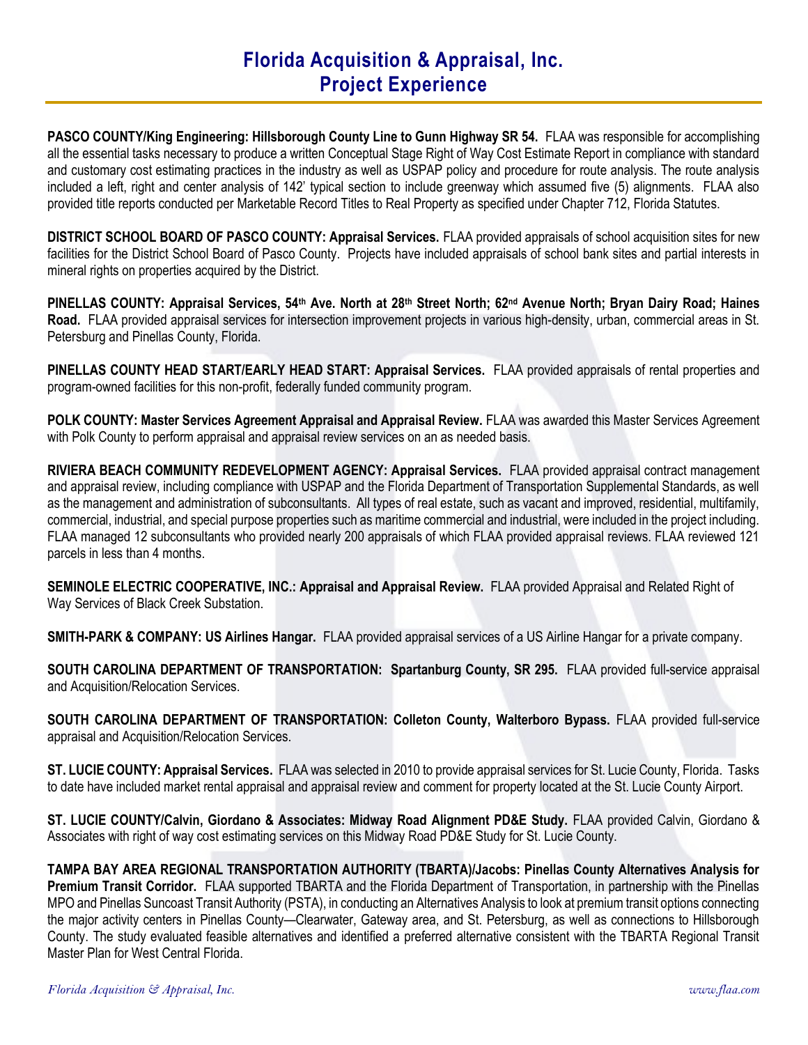# Florida Acquisition & Appraisal, Inc.
# Project Experience

**PASCO COUNTY/King Engineering: Hillsborough County Line to Gunn Highway SR 54.** FLAA was responsible for accomplishing all the essential tasks necessary to produce a written Conceptual Stage Right of Way Cost Estimate Report in compliance with standard and customary cost estimating practices in the industry as well as USPAP policy and procedure for route analysis. The route analysis included a left, right and center analysis of 142' typical section to include greenway which assumed five (5) alignments. FLAA also provided title reports conducted per Marketable Record Titles to Real Property as specified under Chapter 712, Florida Statutes.

**DISTRICT SCHOOL BOARD OF PASCO COUNTY: Appraisal Services.** FLAA provided appraisals of school acquisition sites for new facilities for the District School Board of Pasco County. Projects have included appraisals of school bank sites and partial interests in mineral rights on properties acquired by the District.

**PINELLAS COUNTY: Appraisal Services, 54th Ave. North at 28th Street North; 62nd Avenue North; Bryan Dairy Road; Haines Road.** FLAA provided appraisal services for intersection improvement projects in various high-density, urban, commercial areas in St. Petersburg and Pinellas County, Florida.

**PINELLAS COUNTY HEAD START/EARLY HEAD START: Appraisal Services.** FLAA provided appraisals of rental properties and program-owned facilities for this non-profit, federally funded community program.

**POLK COUNTY: Master Services Agreement Appraisal and Appraisal Review.** FLAA was awarded this Master Services Agreement with Polk County to perform appraisal and appraisal review services on an as needed basis.

**RIVIERA BEACH COMMUNITY REDEVELOPMENT AGENCY: Appraisal Services.** FLAA provided appraisal contract management and appraisal review, including compliance with USPAP and the Florida Department of Transportation Supplemental Standards, as well as the management and administration of subconsultants. All types of real estate, such as vacant and improved, residential, multifamily, commercial, industrial, and special purpose properties such as maritime commercial and industrial, were included in the project including. FLAA managed 12 subconsultants who provided nearly 200 appraisals of which FLAA provided appraisal reviews. FLAA reviewed 121 parcels in less than 4 months.

**SEMINOLE ELECTRIC COOPERATIVE, INC.: Appraisal and Appraisal Review.** FLAA provided Appraisal and Related Right of Way Services of Black Creek Substation.

**SMITH-PARK & COMPANY: US Airlines Hangar.** FLAA provided appraisal services of a US Airline Hangar for a private company.

**SOUTH CAROLINA DEPARTMENT OF TRANSPORTATION: Spartanburg County, SR 295.** FLAA provided full-service appraisal and Acquisition/Relocation Services.

**SOUTH CAROLINA DEPARTMENT OF TRANSPORTATION: Colleton County, Walterboro Bypass.** FLAA provided full-service appraisal and Acquisition/Relocation Services.

**ST. LUCIE COUNTY: Appraisal Services.** FLAA was selected in 2010 to provide appraisal services for St. Lucie County, Florida. Tasks to date have included market rental appraisal and appraisal review and comment for property located at the St. Lucie County Airport.

**ST. LUCIE COUNTY/Calvin, Giordano & Associates: Midway Road Alignment PD&E Study.** FLAA provided Calvin, Giordano & Associates with right of way cost estimating services on this Midway Road PD&E Study for St. Lucie County.

**TAMPA BAY AREA REGIONAL TRANSPORTATION AUTHORITY (TBARTA)/Jacobs: Pinellas County Alternatives Analysis for Premium Transit Corridor.** FLAA supported TBARTA and the Florida Department of Transportation, in partnership with the Pinellas MPO and Pinellas Suncoast Transit Authority (PSTA), in conducting an Alternatives Analysis to look at premium transit options connecting the major activity centers in Pinellas County—Clearwater, Gateway area, and St. Petersburg, as well as connections to Hillsborough County. The study evaluated feasible alternatives and identified a preferred alternative consistent with the TBARTA Regional Transit Master Plan for West Central Florida.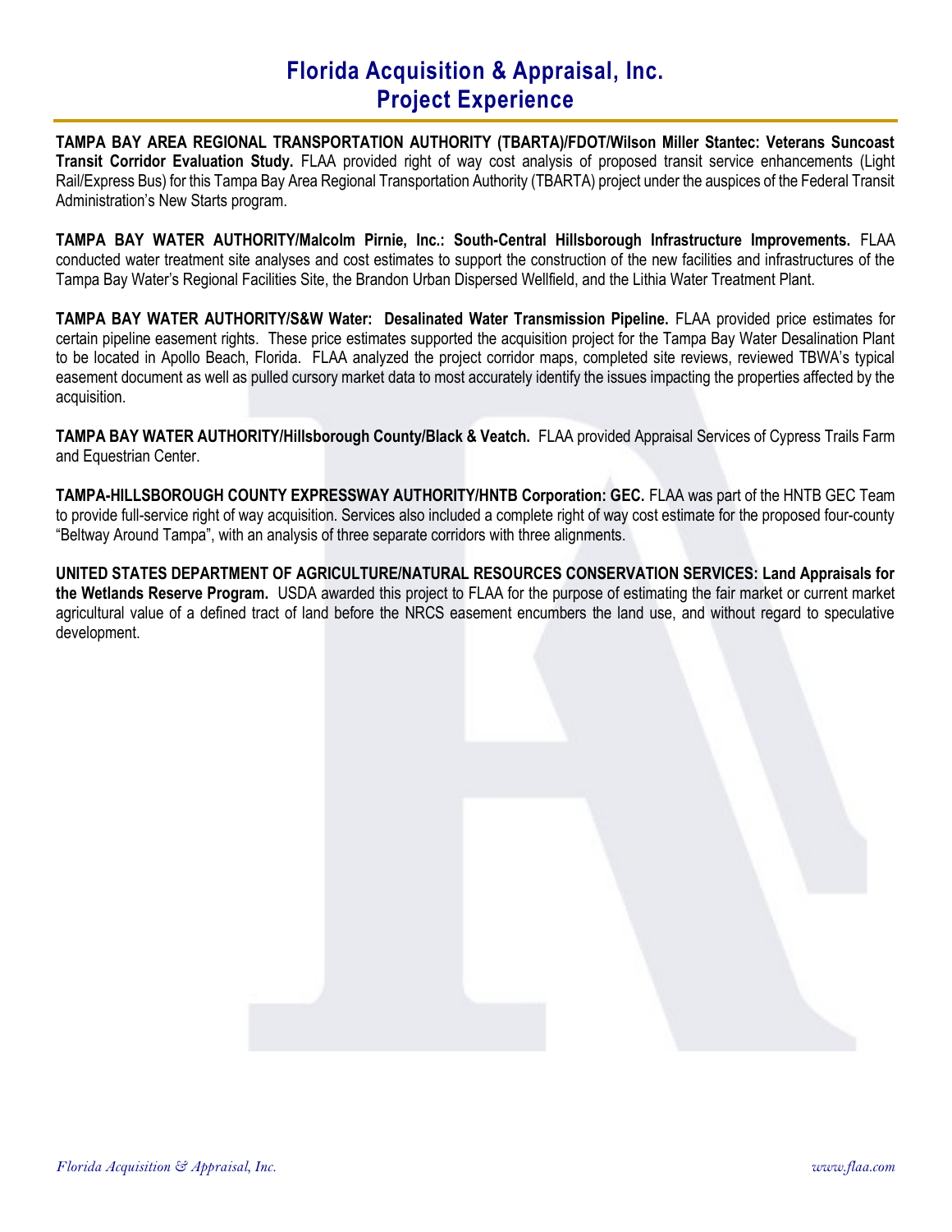# Florida Acquisition & Appraisal, Inc.
## Project Experience

**TAMPA BAY AREA REGIONAL TRANSPORTATION AUTHORITY (TBARTA)/FDOT/Wilson Miller Stantec: Veterans Suncoast Transit Corridor Evaluation Study.** FLAA provided right of way cost analysis of proposed transit service enhancements (Light Rail/Express Bus) for this Tampa Bay Area Regional Transportation Authority (TBARTA) project under the auspices of the Federal Transit Administration's New Starts program.

**TAMPA BAY WATER AUTHORITY/Malcolm Pirnie, Inc.: South-Central Hillsborough Infrastructure Improvements.** FLAA conducted water treatment site analyses and cost estimates to support the construction of the new facilities and infrastructures of the Tampa Bay Water's Regional Facilities Site, the Brandon Urban Dispersed Wellfield, and the Lithia Water Treatment Plant.

**TAMPA BAY WATER AUTHORITY/S&W Water: Desalinated Water Transmission Pipeline.** FLAA provided price estimates for certain pipeline easement rights. These price estimates supported the acquisition project for the Tampa Bay Water Desalination Plant to be located in Apollo Beach, Florida. FLAA analyzed the project corridor maps, completed site reviews, reviewed TBWA's typical easement document as well as pulled cursory market data to most accurately identify the issues impacting the properties affected by the acquisition.

**TAMPA BAY WATER AUTHORITY/Hillsborough County/Black & Veatch.** FLAA provided Appraisal Services of Cypress Trails Farm and Equestrian Center.

**TAMPA-HILLSBOROUGH COUNTY EXPRESSWAY AUTHORITY/HNTB Corporation: GEC.** FLAA was part of the HNTB GEC Team to provide full-service right of way acquisition. Services also included a complete right of way cost estimate for the proposed four-county "Beltway Around Tampa", with an analysis of three separate corridors with three alignments.

**UNITED STATES DEPARTMENT OF AGRICULTURE/NATURAL RESOURCES CONSERVATION SERVICES: Land Appraisals for the Wetlands Reserve Program.** USDA awarded this project to FLAA for the purpose of estimating the fair market or current market agricultural value of a defined tract of land before the NRCS easement encumbers the land use, and without regard to speculative development.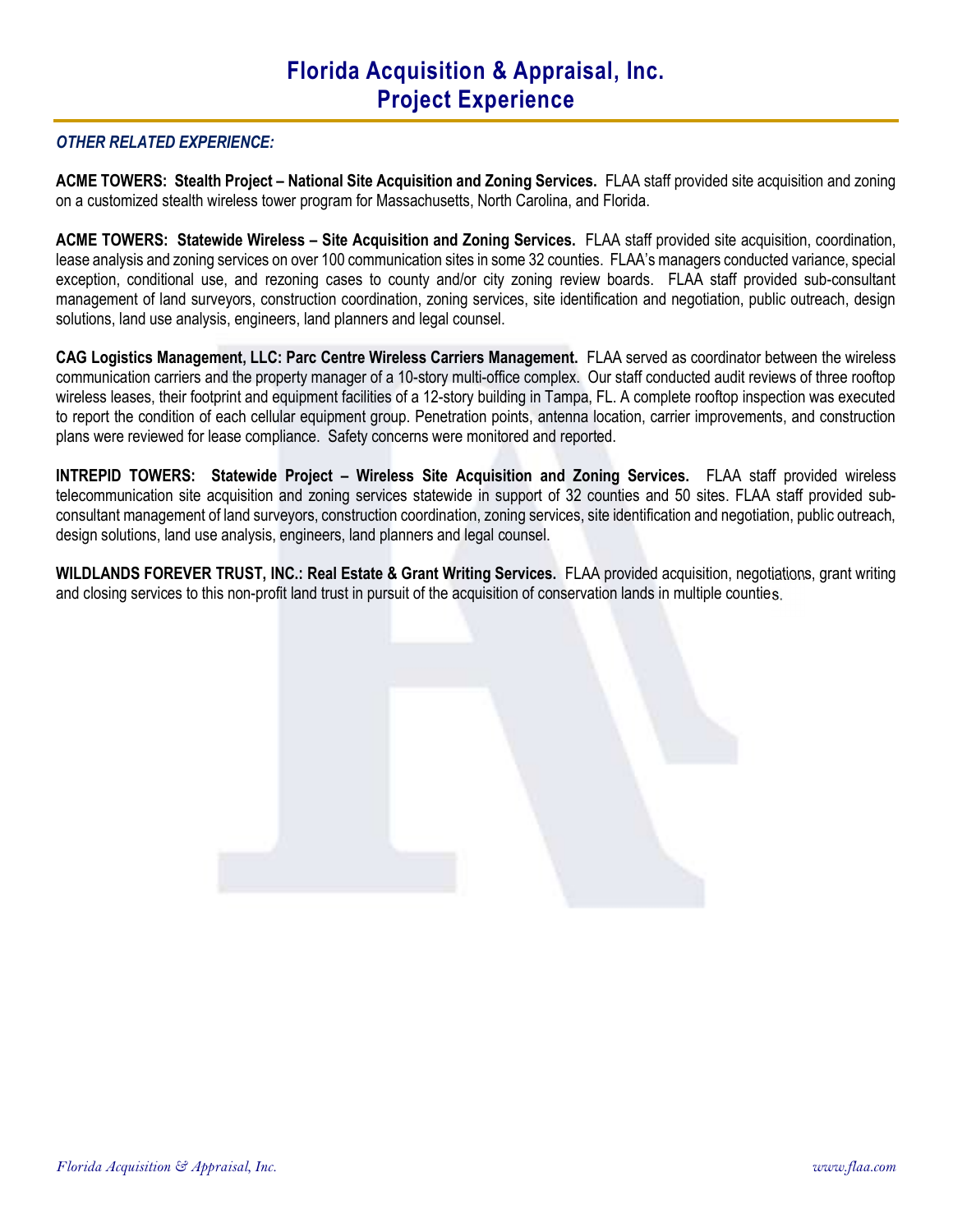# Florida Acquisition & Appraisal, Inc.
# Project Experience

***OTHER RELATED EXPERIENCE:***

**ACME TOWERS: Stealth Project – National Site Acquisition and Zoning Services.** FLAA staff provided site acquisition and zoning on a customized stealth wireless tower program for Massachusetts, North Carolina, and Florida.

**ACME TOWERS: Statewide Wireless – Site Acquisition and Zoning Services.** FLAA staff provided site acquisition, coordination, lease analysis and zoning services on over 100 communication sites in some 32 counties. FLAA's managers conducted variance, special exception, conditional use, and rezoning cases to county and/or city zoning review boards. FLAA staff provided sub-consultant management of land surveyors, construction coordination, zoning services, site identification and negotiation, public outreach, design solutions, land use analysis, engineers, land planners and legal counsel.

**CAG Logistics Management, LLC: Parc Centre Wireless Carriers Management.** FLAA served as coordinator between the wireless communication carriers and the property manager of a 10-story multi-office complex. Our staff conducted audit reviews of three rooftop wireless leases, their footprint and equipment facilities of a 12-story building in Tampa, FL. A complete rooftop inspection was executed to report the condition of each cellular equipment group. Penetration points, antenna location, carrier improvements, and construction plans were reviewed for lease compliance. Safety concerns were monitored and reported.

**INTREPID TOWERS: Statewide Project – Wireless Site Acquisition and Zoning Services.** FLAA staff provided wireless telecommunication site acquisition and zoning services statewide in support of 32 counties and 50 sites. FLAA staff provided sub-consultant management of land surveyors, construction coordination, zoning services, site identification and negotiation, public outreach, design solutions, land use analysis, engineers, land planners and legal counsel.

**WILDLANDS FOREVER TRUST, INC.: Real Estate & Grant Writing Services.** FLAA provided acquisition, negotiations, grant writing and closing services to this non-profit land trust in pursuit of the acquisition of conservation lands in multiple counties.